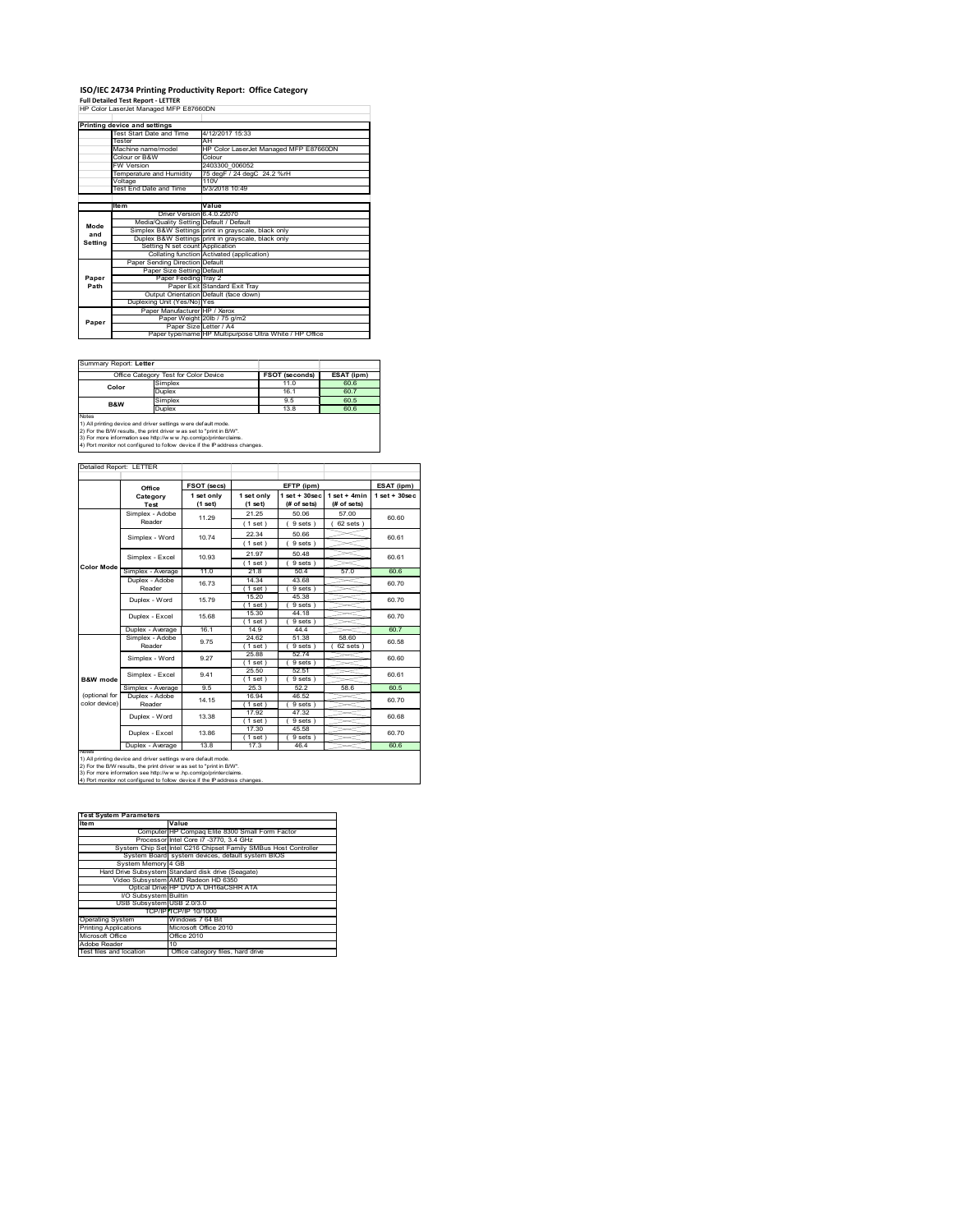# ISO/IEC 24734 Printing Productivity Report: Office Category

**Full Detailed Test Report - LETTER**

HP Color LaserJet Managed MFP E87660DN

| Printing device and settings | |
|---|---|
| Test Start Date and Time | 4/12/2017 15:33 |
| Tester | AH |
| Machine name/model | HP Color LaserJet Managed MFP E87660DN |
| Colour or B&W | Colour |
| FW Version | 2403300_006052 |
| Temperature and Humidity | 75 degF / 24 degC 24.2 %rH |
| Voltage | 110V |
| Test End Date and Time | 5/3/2018 10:49 |

| | Item | Value |
|---|---|---|
| Mode and Setting | Driver Version | 6.4.0.22070 |
| | Media/Quality Setting | Default / Default |
| | Simplex B&W Settings | print in grayscale, black only |
| | Duplex B&W Settings | print in grayscale, black only |
| | Setting N set count | Application |
| | Collating function | Activated (application) |
| Paper Path | Paper Sending Direction | Default |
| | Paper Size Setting | Default |
| | Paper Feeding | Tray 2 |
| | Paper Exit | Standard Exit Tray |
| | Output Orientation | Default (face down) |
| | Duplexing Unit (Yes/No) | Yes |
| Paper | Paper Manufacturer | HP / Xerox |
| | Paper Weight | 20lb / 75 g/m2 |
| | Paper Size | Letter / A4 |
| | Paper type/name | HP Multipurpose Ultra White / HP Office |

Summary Report: **Letter**

| Office Category Test for Color Device | | FSOT (seconds) | ESAT (ipm) |
|---|---|---|---|
| Color | Simplex | 11.0 | 60.6 |
| | Duplex | 16.1 | 60.7 |
| B&W | Simplex | 9.5 | 60.5 |
| | Duplex | 13.8 | 60.6 |

Notes
1) All printing device and driver settings were default mode.
2) For the B/W results, the print driver was set to "print in B/W".
3) For more information see http://www.hp.com/go/printerclaims.
4) Port monitor not configured to follow device if the IP address changes.

Detailed Report: LETTER

| | Office Category Test | FSOT (secs) 1 set only (1 set) | EFTP (ipm) 1 set only (1 set) | EFTP (ipm) 1 set + 30sec (# of sets) | EFTP (ipm) 1 set + 4min (# of sets) | ESAT (ipm) 1 set + 30sec |
|---|---|---|---|---|---|---|
| Color Mode | Simplex - Adobe Reader | 11.29 | 21.25 (1 set) | 50.06 (9 sets) | 57.00 (62 sets) | 60.60 |
| | Simplex - Word | 10.74 | 22.34 (1 set) | 50.66 (9 sets) | | 60.61 |
| | Simplex - Excel | 10.93 | 21.97 (1 set) | 50.48 (9 sets) | | 60.61 |
| | Simplex - Average | 11.0 | 21.8 | 50.4 | 57.0 | 60.6 |
| | Duplex - Adobe Reader | 16.73 | 14.34 (1 set) | 43.68 (9 sets) | | 60.70 |
| | Duplex - Word | 15.79 | 15.20 (1 set) | 45.38 (9 sets) | | 60.70 |
| | Duplex - Excel | 15.68 | 15.30 (1 set) | 44.18 (9 sets) | | 60.70 |
| | Duplex - Average | 16.1 | 14.9 | 44.4 | | 60.7 |
| B&W mode (optional for color device) | Simplex - Adobe Reader | 9.75 | 24.62 (1 set) | 51.38 (9 sets) | 58.60 (62 sets) | 60.58 |
| | Simplex - Word | 9.27 | 25.88 (1 set) | 52.74 (9 sets) | | 60.60 |
| | Simplex - Excel | 9.41 | 25.50 (1 set) | 52.51 (9 sets) | | 60.61 |
| | Simplex - Average | 9.5 | 25.3 | 52.2 | 58.6 | 60.5 |
| | Duplex - Adobe Reader | 14.15 | 16.94 (1 set) | 46.52 (9 sets) | | 60.70 |
| | Duplex - Word | 13.38 | 17.92 (1 set) | 47.32 (9 sets) | | 60.68 |
| | Duplex - Excel | 13.86 | 17.30 (1 set) | 45.58 (9 sets) | | 60.70 |
| | Duplex - Average | 13.8 | 17.3 | 46.4 | | 60.6 |

Notes
1) All printing device and driver settings were default mode.
2) For the B/W results, the print driver was set to "print in B/W".
3) For more information see http://www.hp.com/go/printerclaims.
4) Port monitor not configured to follow device if the IP address changes.

| Test System Parameters | |
|---|---|
| **Item** | **Value** |
| Computer | HP Compaq Elite 8300 Small Form Factor |
| Processor | Intel Core i7 -3770, 3.4 GHz |
| System Chip Set | Intel C216 Chipset Family SMBus Host Controller |
| System Board | system devices, default system BIOS |
| System Memory | 4 GB |
| Hard Drive Subsystem | Standard disk drive (Seagate) |
| Video Subsystem | AMD Radeon HD 6350 |
| Optical Drive | HP DVD A DH16aCSHR ATA |
| I/O Subsystem | Builtin |
| USB Subsystem | USB 2.0/3.0 |
| TCP/IP | TCP/IP 10/1000 |
| Operating System | Windows 7 64 Bit |
| Printing Applications | Microsoft Office 2010 |
| Microsoft Office | Office 2010 |
| Adobe Reader | 10 |
| Test files and location | Office category files, hard drive |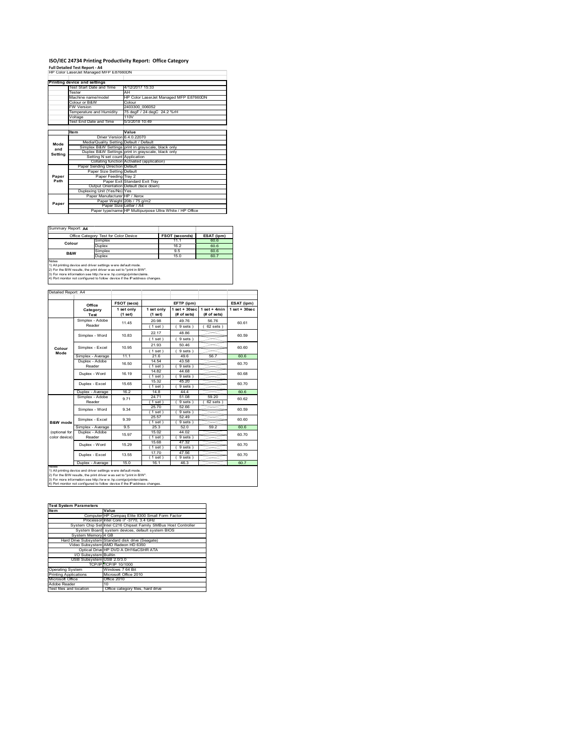# ISO/IEC 24734 Printing Productivity Report: Office Category

**Full Detailed Test Report - A4**

HP Color LaserJet Managed MFP E87660DN

| Printing device and settings | |
|---|---|
| Test Start Date and Time | 4/12/2017 15:33 |
| Tester | AH |
| Machine name/model | HP Color LaserJet Managed MFP E87660DN |
| Colour or B&W | Colour |
| FW Version | 2403300_006052 |
| Temperature and Humidity | 75 degF / 24 degC 24.2 %rH |
| Voltage | 110V |
| Test End Date and Time | 5/3/2018 10:49 |

| | Item | Value |
|---|---|---|
| Mode and Setting | Driver Version | 6.4.0.22070 |
| | Media/Quality Setting | Default / Default |
| | Simplex B&W Settings | print in grayscale, black only |
| | Duplex B&W Settings | print in grayscale, black only |
| | Setting N set count | Application |
| | Collating function | Activated (application) |
| Paper Path | Paper Sending Direction | Default |
| | Paper Size Setting | Default |
| | Paper Feeding | Tray 2 |
| | Paper Exit | Standard Exit Tray |
| | Output Orientation | Default (face down) |
| | Duplexing Unit (Yes/No) | Yes |
| Paper | Paper Manufacturer | HP / Xerox |
| | Paper Weight | 20lb / 75 g/m2 |
| | Paper Size | Letter / A4 |
| | Paper type/name | HP Multipurpose Ultra White / HP Office |

Summary Report: **A4**

| Office Category Test for Color Device | | FSOT (seconds) | ESAT (ipm) |
|---|---|---|---|
| Colour | Simplex | 11.1 | 60.6 |
| | Duplex | 16.2 | 60.6 |
| B&W | Simplex | 9.5 | 60.6 |
| | Duplex | 15.0 | 60.7 |

Notes
1) All printing device and driver settings were default mode.
2) For the B/W results, the print driver was set to "print in B/W".
3) For more information see http://www.hp.com/go/printerclaims.
4) Port monitor not configured to follow device if the IP address changes.

Detailed Report: A4

| | Office Category Test | FSOT (secs) 1 set only (1 set) | EFTP (ipm) 1 set only (1 set) | EFTP (ipm) 1 set + 30sec (# of sets) | EFTP (ipm) 1 set + 4min (# of sets) | ESAT (ipm) 1 set + 30sec |
|---|---|---|---|---|---|---|
| Colour Mode | Simplex - Adobe Reader | 11.45 | 20.98 (1 set) | 49.76 (9 sets) | 56.76 (62 sets) | 60.61 |
| | Simplex - Word | 10.83 | 22.17 (1 set) | 48.86 (9 sets) | | 60.59 |
| | Simplex - Excel | 10.95 | 21.93 (1 set) | 50.46 (9 sets) | | 60.60 |
| | Simplex - Average | 11.1 | 21.6 | 49.6 | 56.7 | 60.6 |
| | Duplex - Adobe Reader | 16.50 | 14.54 (1 set) | 43.58 (9 sets) | | 60.70 |
| | Duplex - Word | 16.19 | 14.82 (1 set) | 44.68 (9 sets) | | 60.68 |
| | Duplex - Excel | 15.65 | 15.32 (1 set) | 45.20 (9 sets) | | 60.70 |
| | Duplex - Average | 16.2 | 14.8 | 44.4 | | 60.6 |
| B&W mode (optional for color device) | Simplex - Adobe Reader | 9.71 | 24.71 (1 set) | 51.08 (9 sets) | 59.20 (62 sets) | 60.62 |
| | Simplex - Word | 9.34 | 25.70 (1 set) | 52.66 (9 sets) | | 60.59 |
| | Simplex - Excel | 9.39 | 25.57 (1 set) | 52.49 (9 sets) | | 60.60 |
| | Simplex - Average | 9.5 | 25.3 | 52.0 | 59.2 | 60.6 |
| | Duplex - Adobe Reader | 15.97 | 15.02 (1 set) | 44.02 (9 sets) | | 60.70 |
| | Duplex - Word | 15.29 | 15.68 (1 set) | 47.32 (9 sets) | | 60.70 |
| | Duplex - Excel | 13.55 | 17.70 (1 set) | 47.56 (9 sets) | | 60.70 |
| | Duplex - Average | 15.0 | 16.1 | 46.3 | | 60.7 |

Notes
1) All printing device and driver settings were default mode.
2) For the B/W results, the print driver was set to "print in B/W".
3) For more information see http://www.hp.com/go/printerclaims.
4) Port monitor not configured to follow device if the IP address changes.

| Test System Parameters | |
|---|---|
| Item | Value |
| Computer | HP Compaq Elite 8300 Small Form Factor |
| Processor | Intel Core i7 -3770, 3.4 GHz |
| System Chip Set | Intel C216 Chipset Family SMBus Host Controller |
| System Board | system devices, default system BIOS |
| System Memory | 4 GB |
| Hard Drive Subsystem | Standard disk drive (Seagate) |
| Video Subsystem | AMD Radeon HD 6350 |
| Optical Drive | HP DVD A DH16aCSHR ATA |
| I/O Subsystem | Builtin |
| USB Subsystem | USB 2.0/3.0 |
| TCP/IP | TCP/IP 10/1000 |
| Operating System | Windows 7 64 Bit |
| Printing Applications | Microsoft Office 2010 |
| Microsoft Office | Office 2010 |
| Adobe Reader | 10 |
| Test files and location | Office category files, hard drive |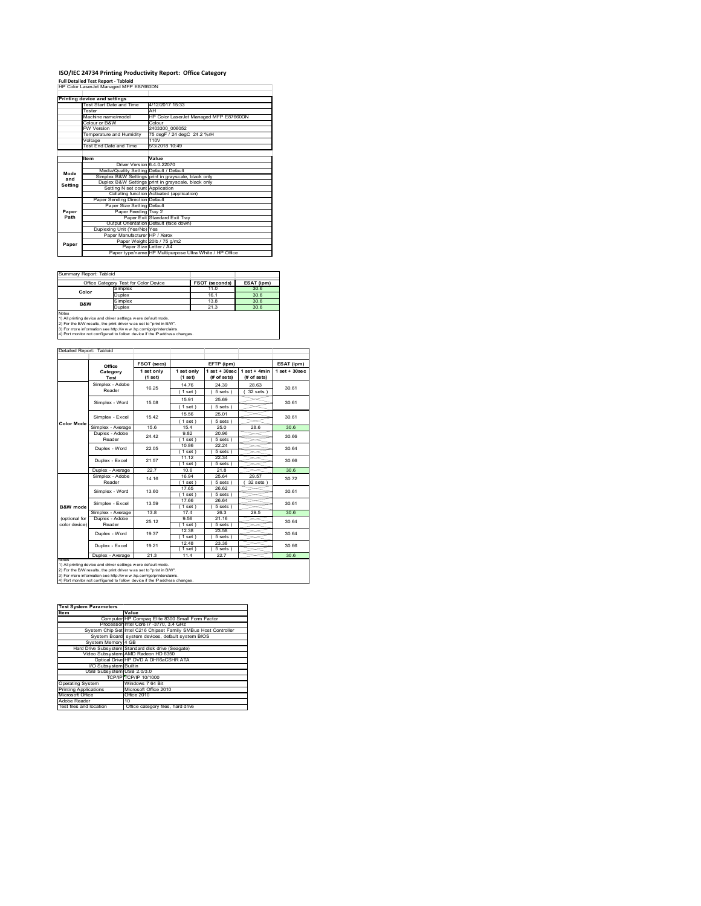# ISO/IEC 24734 Printing Productivity Report: Office Category

**Full Detailed Test Report - Tabloid**

HP Color LaserJet Managed MFP E87660DN

| Printing device and settings | |
|---|---|
| Test Start Date and Time | 4/12/2017 15:33 |
| Tester | AH |
| Machine name/model | HP Color LaserJet Managed MFP E87660DN |
| Colour or B&W | Colour |
| FW Version | 2403300_006052 |
| Temperature and Humidity | 75 degF / 24 degC 24.2 %rH |
| Voltage | 110V |
| Test End Date and Time | 5/3/2018 10:49 |

| | Item | Value |
|---|---|---|
| Mode and Setting | Driver Version | 6.4.0.22070 |
| | Media/Quality Setting | Default / Default |
| | Simplex B&W Settings | print in grayscale, black only |
| | Duplex B&W Settings | print in grayscale, black only |
| | Setting N set count | Application |
| | Collating function | Activated (application) |
| Paper Path | Paper Sending Direction | Default |
| | Paper Size Setting | Default |
| | Paper Feeding | Tray 2 |
| | Paper Exit | Standard Exit Tray |
| | Output Orientation | Default (face down) |
| | Duplexing Unit (Yes/No) | Yes |
| Paper | Paper Manufacturer | HP / Xerox |
| | Paper Weight | 20lb / 75 g/m2 |
| | Paper Size | Letter / A4 |
| | Paper type/name | HP Multipurpose Ultra White / HP Office |

Summary Report: Tabloid

| Office Category Test for Color Device | | FSOT (seconds) | ESAT (ipm) |
|---|---|---|---|
| Color | Simplex | 11.0 | 30.6 |
| | Duplex | 16.1 | 30.6 |
| B&W | Simplex | 13.8 | 30.6 |
| | Duplex | 21.3 | 30.6 |

Notes
1) All printing device and driver settings were default mode.
2) For the B/W results, the print driver was set to "print in B/W".
3) For more information see http://www.hp.com/go/printerclaims.
4) Port monitor not configured to follow device if the IP address changes.

Detailed Report: Tabloid

| | Office Category Test | FSOT (secs) 1 set only (1 set) | EFTP (ipm) 1 set only (1 set) | EFTP (ipm) 1 set + 30sec (# of sets) | EFTP (ipm) 1 set + 4min (# of sets) | ESAT (ipm) 1 set + 30sec |
|---|---|---|---|---|---|---|
| Color Mode | Simplex - Adobe Reader | 16.25 | 14.76 (1 set) | 24.39 (5 sets) | 28.63 (32 sets) | 30.61 |
| | Simplex - Word | 15.08 | 15.91 (1 set) | 25.69 (5 sets) | | 30.61 |
| | Simplex - Excel | 15.42 | 15.56 (1 set) | 25.01 (5 sets) | | 30.61 |
| | Simplex - Average | 15.6 | 15.4 | 25.0 | 28.6 | 30.6 |
| | Duplex - Adobe Reader | 24.42 | 9.82 (1 set) | 20.96 (5 sets) | | 30.66 |
| | Duplex - Word | 22.05 | 10.86 (1 set) | 22.24 (5 sets) | | 30.64 |
| | Duplex - Excel | 21.57 | 11.12 (1 set) | 22.34 (5 sets) | | 30.66 |
| | Duplex - Average | 22.7 | 10.6 | 21.8 | | 30.6 |
| B&W mode (optional for color device) | Simplex - Adobe Reader | 14.16 | 16.94 (1 set) | 25.64 (5 sets) | 29.57 (32 sets) | 30.72 |
| | Simplex - Word | 13.60 | 17.65 (1 set) | 26.62 (5 sets) | | 30.61 |
| | Simplex - Excel | 13.59 | 17.66 (1 set) | 26.64 (5 sets) | | 30.61 |
| | Simplex - Average | 13.8 | 17.4 | 26.3 | 29.5 | 30.6 |
| | Duplex - Adobe Reader | 25.12 | 9.56 (1 set) | 21.16 (5 sets) | | 30.64 |
| | Duplex - Word | 19.37 | 12.38 (1 set) | 23.58 (5 sets) | | 30.64 |
| | Duplex - Excel | 19.21 | 12.48 (1 set) | 23.38 (5 sets) | | 30.66 |
| | Duplex - Average | 21.3 | 11.4 | 22.7 | | 30.6 |

Notes
1) All printing device and driver settings were default mode.
2) For the B/W results, the print driver was set to "print in B/W".
3) For more information see http://www.hp.com/go/printerclaims.
4) Port monitor not configured to follow device if the IP address changes.

| Test System Parameters | |
|---|---|
| Item | Value |
| Computer | HP Compaq Elite 8300 Small Form Factor |
| Processor | Intel Core i7 -3770, 3.4 GHz |
| System Chip Set | Intel C216 Chipset Family SMBus Host Controller |
| System Board | system devices, default system BIOS |
| System Memory | 4 GB |
| Hard Drive Subsystem | Standard disk drive (Seagate) |
| Video Subsystem | AMD Radeon HD 6350 |
| Optical Drive | HP DVD A DH16aCSHR ATA |
| I/O Subsystem | Builtin |
| USB Subsystem | USB 2.0/3.0 |
| TCP/IP | TCP/IP 10/1000 |
| Operating System | Windows 7 64 Bit |
| Printing Applications | Microsoft Office 2010 |
| Microsoft Office | Office 2010 |
| Adobe Reader | 10 |
| Test files and location | Office category files, hard drive |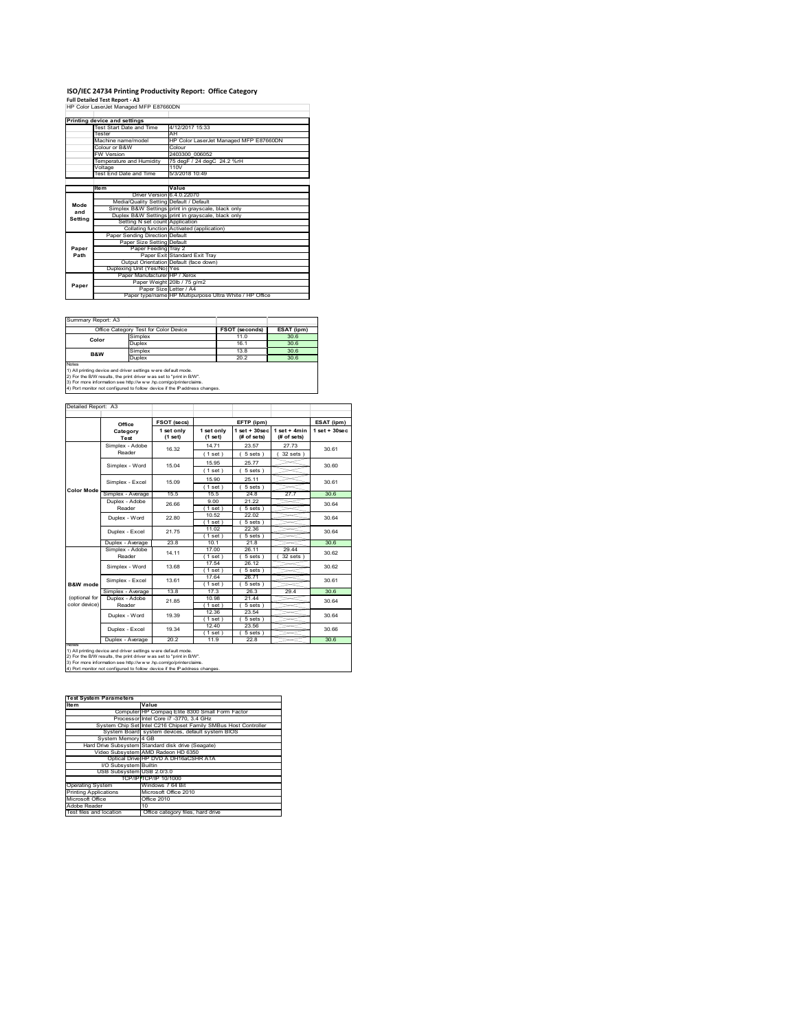# ISO/IEC 24734 Printing Productivity Report: Office Category

**Full Detailed Test Report - A3**

HP Color LaserJet Managed MFP E87660DN

| Printing device and settings | |
|---|---|
| Test Start Date and Time | 4/12/2017 15:33 |
| Tester | AH |
| Machine name/model | HP Color LaserJet Managed MFP E87660DN |
| Colour or B&W | Colour |
| FW Version | 2403300_006052 |
| Temperature and Humidity | 75 degF / 24 degC 24.2 %rH |
| Voltage | 110V |
| Test End Date and Time | 5/3/2018 10:49 |

| | Item | Value |
|---|---|---|
| Mode and Setting | Driver Version | 6.4.0.22070 |
| | Media/Quality Setting | Default / Default |
| | Simplex B&W Settings | print in grayscale, black only |
| | Duplex B&W Settings | print in grayscale, black only |
| | Setting N set count | Application |
| | Collating function | Activated (application) |
| Paper Path | Paper Sending Direction | Default |
| | Paper Size Setting | Default |
| | Paper Feeding | Tray 2 |
| | Paper Exit | Standard Exit Tray |
| | Output Orientation | Default (face down) |
| | Duplexing Unit (Yes/No) | Yes |
| Paper | Paper Manufacturer | HP / Xerox |
| | Paper Weight | 20lb / 75 g/m2 |
| | Paper Size | Letter / A4 |
| | Paper type/name | HP Multipurpose Ultra White / HP Office |

Summary Report: A3

| Office Category Test for Color Device | | FSOT (seconds) | ESAT (ipm) |
|---|---|---|---|
| Color | Simplex | 11.0 | 30.6 |
| | Duplex | 16.1 | 30.6 |
| B&W | Simplex | 13.8 | 30.6 |
| | Duplex | 20.2 | 30.6 |

Notes
1) All printing device and driver settings were default mode.
2) For the B/W results, the print driver was set to "print in B/W".
3) For more information see http://www.hp.com/go/printerclaims.
4) Port monitor not configured to follow device if the IP address changes.

Detailed Report: A3

| | Office Category Test | FSOT (secs) 1 set only (1 set) | EFTP (ipm) 1 set only (1 set) | EFTP (ipm) 1 set + 30sec (# of sets) | EFTP (ipm) 1 set + 4min (# of sets) | ESAT (ipm) 1 set + 30sec |
|---|---|---|---|---|---|---|
| Color Mode | Simplex - Adobe Reader | 16.32 | 14.71 (1 set) | 23.57 (5 sets) | 27.73 (32 sets) | 30.61 |
| | Simplex - Word | 15.04 | 15.95 (1 set) | 25.77 (5 sets) | | 30.60 |
| | Simplex - Excel | 15.09 | 15.90 (1 set) | 25.11 (5 sets) | | 30.61 |
| | Simplex - Average | 15.5 | 15.5 | 24.8 | 27.7 | 30.6 |
| | Duplex - Adobe Reader | 26.66 | 9.00 (1 set) | 21.22 (5 sets) | | 30.64 |
| | Duplex - Word | 22.80 | 10.52 (1 set) | 22.02 (5 sets) | | 30.64 |
| | Duplex - Excel | 21.75 | 11.02 (1 set) | 22.36 (5 sets) | | 30.64 |
| | Duplex - Average | 23.8 | 10.1 | 21.8 | | 30.6 |
| B&W mode (optional for color device) | Simplex - Adobe Reader | 14.11 | 17.00 (1 set) | 26.11 (5 sets) | 29.44 (32 sets) | 30.62 |
| | Simplex - Word | 13.68 | 17.54 (1 set) | 26.12 (5 sets) | | 30.62 |
| | Simplex - Excel | 13.61 | 17.64 (1 set) | 26.71 (5 sets) | | 30.61 |
| | Simplex - Average | 13.8 | 17.3 | 26.3 | 29.4 | 30.6 |
| | Duplex - Adobe Reader | 21.85 | 10.98 (1 set) | 21.44 (5 sets) | | 30.64 |
| | Duplex - Word | 19.39 | 12.36 (1 set) | 23.54 (5 sets) | | 30.64 |
| | Duplex - Excel | 19.34 | 12.40 (1 set) | 23.56 (5 sets) | | 30.66 |
| | Duplex - Average | 20.2 | 11.9 | 22.8 | | 30.6 |

Notes
1) All printing device and driver settings were default mode.
2) For the B/W results, the print driver was set to "print in B/W".
3) For more information see http://www.hp.com/go/printerclaims.
4) Port monitor not configured to follow device if the IP address changes.

| Test System Parameters | |
|---|---|
| **Item** | **Value** |
| Computer | HP Compaq Elite 8300 Small Form Factor |
| Processor | Intel Core i7 -3770, 3.4 GHz |
| System Chip Set | Intel C216 Chipset Family SMBus Host Controller |
| System Board | system devices, default system BIOS |
| System Memory | 4 GB |
| Hard Drive Subsystem | Standard disk drive (Seagate) |
| Video Subsystem | AMD Radeon HD 6350 |
| Optical Drive | HP DVD A DH16aCSHR ATA |
| I/O Subsystem | Builtin |
| USB Subsystem | USB 2.0/3.0 |
| TCP/IP | TCP/IP 10/1000 |
| Operating System | Windows 7 64 Bit |
| Printing Applications | Microsoft Office 2010 |
| Microsoft Office | Office 2010 |
| Adobe Reader | 10 |
| Test files and location | Office category files, hard drive |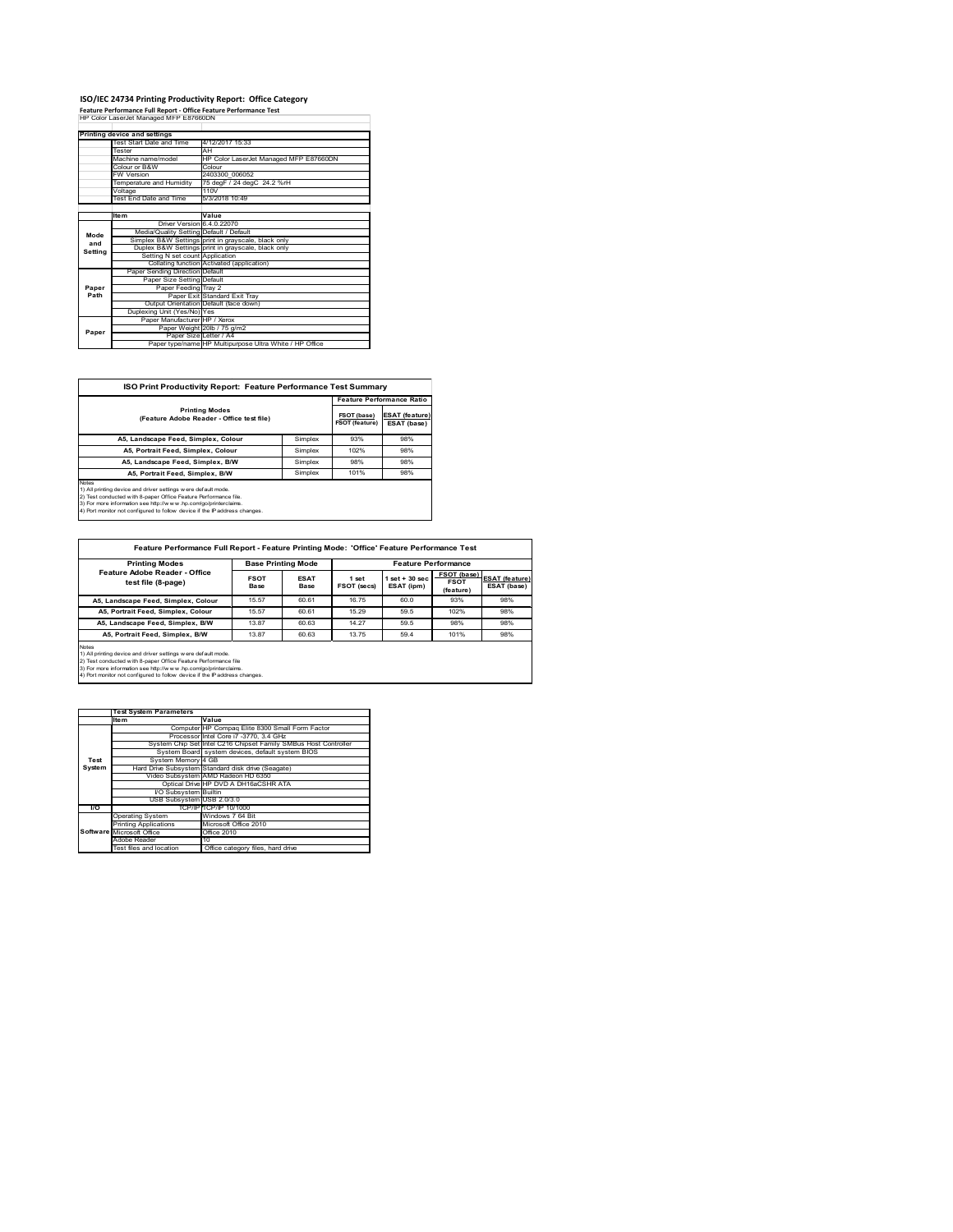# ISO/IEC 24734 Printing Productivity Report: Office Category

**Feature Performance Full Report - Office Feature Performance Test**

HP Color LaserJet Managed MFP E87660DN

| Printing device and settings | |
|---|---|
| Test Start Date and Time | 4/12/2017 15:33 |
| Tester | AH |
| Machine name/model | HP Color LaserJet Managed MFP E87660DN |
| Colour or B&W | Colour |
| FW Version | 2403300_006052 |
| Temperature and Humidity | 75 degF / 24 degC 24.2 %rH |
| Voltage | 110V |
| Test End Date and Time | 5/3/2018 10:49 |

| | Item | Value |
|---|---|---|
| Mode and Setting | Driver Version | 6.4.0.22070 |
| | Media/Quality Setting | Default / Default |
| | Simplex B&W Settings | print in grayscale, black only |
| | Duplex B&W Settings | print in grayscale, black only |
| | Setting N set count | Application |
| | Collating function | Activated (application) |
| Paper Path | Paper Sending Direction | Default |
| | Paper Size Setting | Default |
| | Paper Feeding | Tray 2 |
| | Paper Exit | Standard Exit Tray |
| | Output Orientation | Default (face down) |
| | Duplexing Unit (Yes/No) | Yes |
| Paper | Paper Manufacturer | HP / Xerox |
| | Paper Weight | 20lb / 75 g/m2 |
| | Paper Size | Letter / A4 |
| | Paper type/name | HP Multipurpose Ultra White / HP Office |

**ISO Print Productivity Report: Feature Performance Test Summary**

| Printing Modes (Feature Adobe Reader - Office test file) | | Feature Performance Ratio FSOT (base) / FSOT (feature) | ESAT (feature) / ESAT (base) |
|---|---|---|---|
| A5, Landscape Feed, Simplex, Colour | Simplex | 93% | 98% |
| A5, Portrait Feed, Simplex, Colour | Simplex | 102% | 98% |
| A5, Landscape Feed, Simplex, B/W | Simplex | 98% | 98% |
| A5, Portrait Feed, Simplex, B/W | Simplex | 101% | 98% |

Notes
1) All printing device and driver settings were default mode.
2) Test conducted with 8-paper Office Feature Performance file.
3) For more information see http://www.hp.com/go/printerclaims.
4) Port monitor not configured to follow device if the IP address changes.

**Feature Performance Full Report - Feature Printing Mode: 'Office' Feature Performance Test**

| Printing Modes Feature Adobe Reader - Office test file (8-page) | Base Printing Mode FSOT Base | ESAT Base | Feature Performance 1 set FSOT (secs) | 1 set + 30 sec ESAT (ipm) | FSOT (base) / FSOT (feature) | ESAT (feature) / ESAT (base) |
|---|---|---|---|---|---|---|
| A5, Landscape Feed, Simplex, Colour | 15.57 | 60.61 | 16.75 | 60.0 | 93% | 98% |
| A5, Portrait Feed, Simplex, Colour | 15.57 | 60.61 | 15.29 | 59.5 | 102% | 98% |
| A5, Landscape Feed, Simplex, B/W | 13.87 | 60.63 | 14.27 | 59.5 | 98% | 98% |
| A5, Portrait Feed, Simplex, B/W | 13.87 | 60.63 | 13.75 | 59.4 | 101% | 98% |

Notes
1) All printing device and driver settings were default mode.
2) Test conducted with 8-paper Office Feature Performance file
3) For more information see http://www.hp.com/go/printerclaims.
4) Port monitor not configured to follow device if the IP address changes.

| | Test System Parameters Item | Value |
|---|---|---|
| Test System | Computer | HP Compaq Elite 8300 Small Form Factor |
| | Processor | Intel Core i7 -3770, 3.4 GHz |
| | System Chip Set | Intel C216 Chipset Family SMBus Host Controller |
| | System Board | system devices, default system BIOS |
| | System Memory | 4 GB |
| | Hard Drive Subsystem | Standard disk drive (Seagate) |
| | Video Subsystem | AMD Radeon HD 6350 |
| | Optical Drive | HP DVD A DH16aCSHR ATA |
| | I/O Subsystem | Builtin |
| | USB Subsystem | USB 2.0/3.0 |
| I/O | TCP/IP | TCP/IP 10/1000 |
| Software | Operating System | Windows 7 64 Bit |
| | Printing Applications | Microsoft Office 2010 |
| | Microsoft Office | Office 2010 |
| | Adobe Reader | 10 |
| | Test files and location | Office category files, hard drive |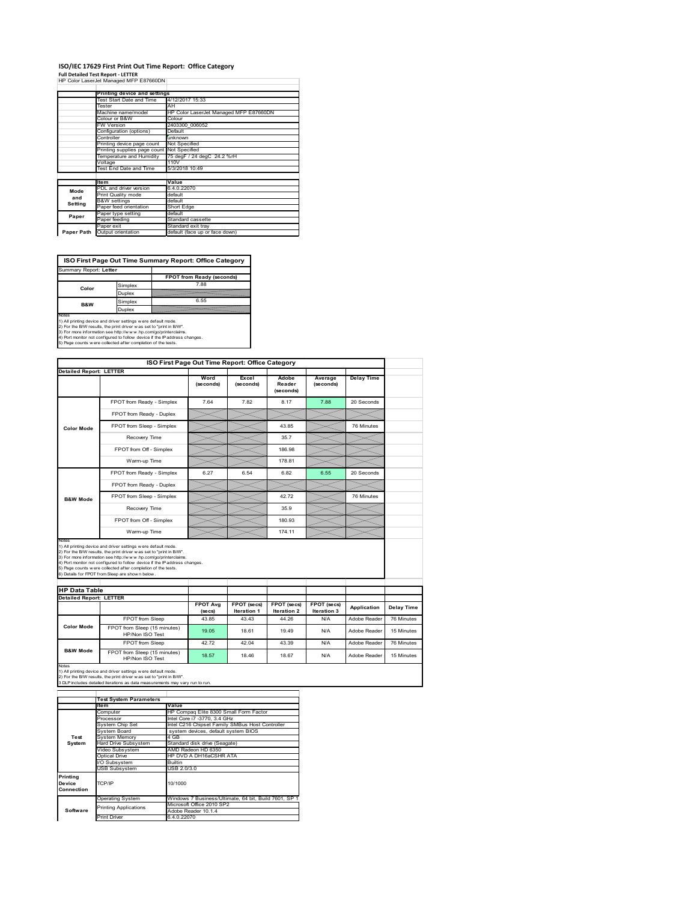# ISO/IEC 17629 First Print Out Time Report: Office Category

**Full Detailed Test Report - LETTER**

HP Color LaserJet Managed MFP E87660DN

| | Printing device and settings | |
|---|---|---|
| | Test Start Date and Time | 4/12/2017 15:33 |
| | Tester | AH |
| | Machine name/model | HP Color LaserJet Managed MFP E87660DN |
| | Colour or B&W | Colour |
| | FW Version | 2403300_006052 |
| | Configuration (options) | Default |
| | Controller | unknown |
| | Printing device page count | Not Specified |
| | Printing supplies page count | Not Specified |
| | Temperature and Humidity | 75 degF / 24 degC 24.2 %rH |
| | Voltage | 110V |
| | Test End Date and Time | 5/3/2018 10:49 |
| | **Item** | **Value** |
| Mode and Setting | PDL and driver version | 6.4.0.22070 |
| | Print Quality mode | default |
| | B&W settings | default |
| | Paper feed orientation | Short Edge |
| Paper | Paper type setting | default |
| | Paper feeding | Standard cassette |
| | Paper exit | Standard exit tray |
| Paper Path | Output orientation | default (face up or face down) |

| ISO First Page Out Time Summary Report: Office Category | | |
|---|---|---|
| Summary Report: **Letter** | | |
| | | FPOT from Ready (seconds) |
| Color | Simplex | 7.88 |
| | Duplex | |
| B&W | Simplex | 6.55 |
| | Duplex | |

Notes
1) All printing device and driver settings were default mode.
2) For the B/W results, the print driver was set to "print in B/W".
3) For more information see http://www.hp.com/go/printerclaims.
4) Port monitor not configured to follow device if the IP address changes.
5) Page counts were collected after completion of the tests.

| ISO First Page Out Time Report: Office Category | | | | | | |
|---|---|---|---|---|---|---|
| **Detailed Report: LETTER** | | Word (seconds) | Excel (seconds) | Adobe Reader (seconds) | Average (seconds) | Delay Time |
| Color Mode | FPOT from Ready - Simplex | 7.64 | 7.82 | 8.17 | 7.88 | 20 Seconds |
| | FPOT from Ready - Duplex | | | | | |
| | FPOT from Sleep - Simplex | | | 43.85 | | 76 Minutes |
| | Recovery Time | | | 35.7 | | |
| | FPOT from Off - Simplex | | | 186.98 | | |
| | Warm-up Time | | | 178.81 | | |
| B&W Mode | FPOT from Ready - Simplex | 6.27 | 6.54 | 6.82 | 6.55 | 20 Seconds |
| | FPOT from Ready - Duplex | | | | | |
| | FPOT from Sleep - Simplex | | | 42.72 | | 76 Minutes |
| | Recovery Time | | | 35.9 | | |
| | FPOT from Off - Simplex | | | 180.93 | | |
| | Warm-up Time | | | 174.11 | | |

Notes
1) All printing device and driver settings were default mode.
2) For the B/W results, the print driver was set to "print in B/W".
3) For more information see http://www.hp.com/go/printerclaims.
4) Port monitor not configured to follow device if the IP address changes.
5) Page counts were collected after completion of the tests.
6) Details for FPOT from Sleep are shown below.

| HP Data Table | | | | | | | |
|---|---|---|---|---|---|---|---|
| **Detailed Report: LETTER** | | FPOT Avg (secs) | FPOT (secs) Iteration 1 | FPOT (secs) Iteration 2 | FPOT (secs) Iteration 3 | Application | Delay Time |
| Color Mode | FPOT from Sleep | 43.85 | 43.43 | 44.26 | N/A | Adobe Reader | 76 Minutes |
| | FPOT from Sleep (15 minutes) HP/Non ISO Test | 19.05 | 18.61 | 19.49 | N/A | Adobe Reader | 15 Minutes |
| B&W Mode | FPOT from Sleep | 42.72 | 42.04 | 43.39 | N/A | Adobe Reader | 76 Minutes |
| | FPOT from Sleep (15 minutes) HP/Non ISO Test | 18.57 | 18.46 | 18.67 | N/A | Adobe Reader | 15 Minutes |

Notes
1) All printing device and driver settings were default mode.
2) For the B/W results, the print driver was set to "print in B/W".
3 DLP includes detailed iterations as data measurements may vary run to run.

| | Test System Parameters | |
|---|---|---|
| | **Item** | **Value** |
| Test System | Computer | HP Compaq Elite 8300 Small Form Factor |
| | Processor | Intel Core i7 -3770, 3.4 GHz |
| | System Chip Set | Intel C216 Chipset Family SMBus Host Controller |
| | System Board | system devices, default system BIOS |
| | System Memory | 4 GB |
| | Hard Drive Subsystem | Standard disk drive (Seagate) |
| | Video Subsystem | AMD Radeon HD 6350 |
| | Optical Drive | HP DVD A DH16aCSHR ATA |
| | I/O Subsystem | Builtin |
| | USB Subsystem | USB 2.0/3.0 |
| Printing Device Connection | TCP/IP | 10/1000 |
| Software | Operating System | Windows 7 Business/Ultimate, 64 bit, Build 7601, SP 1 |
| | Printing Applications | Microsoft Office 2010 SP2<br>Adobe Reader 10.1.4 |
| | Print Driver | 6.4.0.22070 |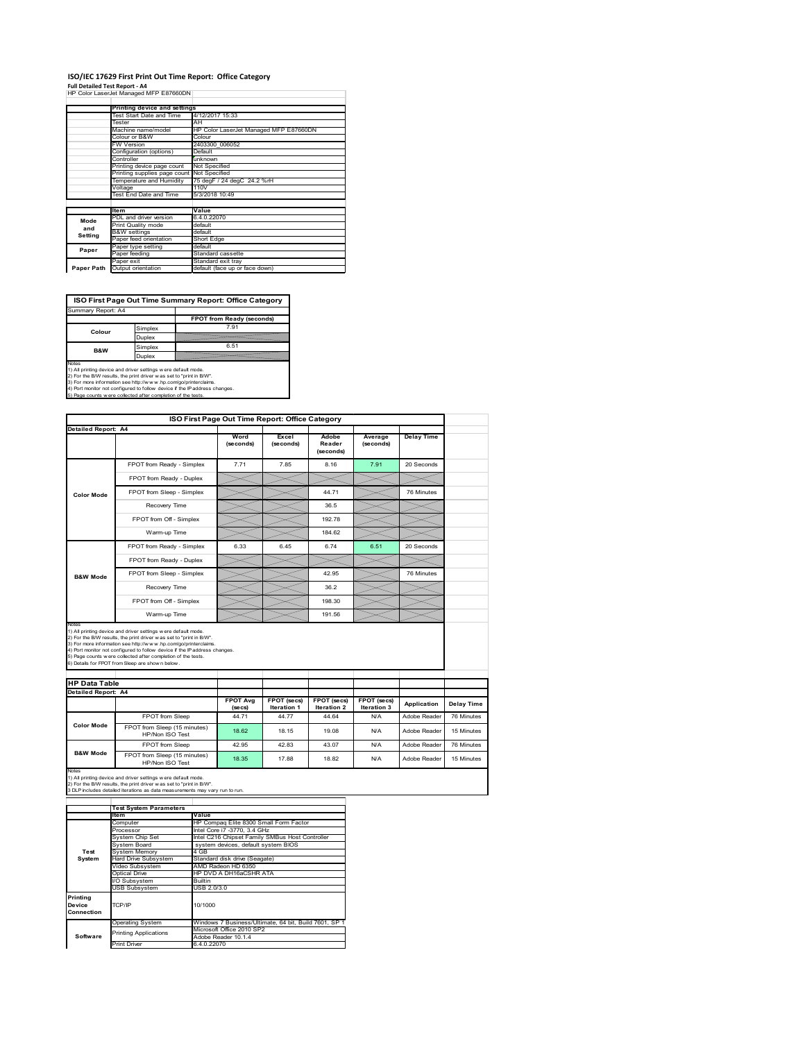# ISO/IEC 17629 First Print Out Time Report: Office Category

**Full Detailed Test Report - A4**

HP Color LaserJet Managed MFP E87660DN

| | Printing device and settings | |
|---|---|---|
| | Test Start Date and Time | 4/12/2017 15:33 |
| | Tester | AH |
| | Machine name/model | HP Color LaserJet Managed MFP E87660DN |
| | Colour or B&W | Colour |
| | FW Version | 2403300_006052 |
| | Configuration (options) | Default |
| | Controller | unknown |
| | Printing device page count | Not Specified |
| | Printing supplies page count | Not Specified |
| | Temperature and Humidity | 75 degF / 24 degC 24.2 %rH |
| | Voltage | 110V |
| | Test End Date and Time | 5/3/2018 10:49 |

| | Item | Value |
|---|---|---|
| Mode and Setting | PDL and driver version | 6.4.0.22070 |
| | Print Quality mode | default |
| | B&W settings | default |
| | Paper feed orientation | Short Edge |
| Paper | Paper type setting | default |
| | Paper feeding | Standard cassette |
| | Paper exit | Standard exit tray |
| Paper Path | Output orientation | default (face up or face down) |

## ISO First Page Out Time Summary Report: Office Category

Summary Report: A4

| | | FPOT from Ready (seconds) |
|---|---|---|
| Colour | Simplex | 7.91 |
| | Duplex | |
| B&W | Simplex | 6.51 |
| | Duplex | |

Notes
1) All printing device and driver settings were default mode.
2) For the B/W results, the print driver was set to "print in B/W".
3) For more information see http://www.hp.com/go/printerclaims.
4) Port monitor not configured to follow device if the IP address changes.
5) Page counts were collected after completion of the tests.

## ISO First Page Out Time Report: Office Category

Detailed Report: A4

| | | Word (seconds) | Excel (seconds) | Adobe Reader (seconds) | Average (seconds) | Delay Time |
|---|---|---|---|---|---|---|
| Color Mode | FPOT from Ready - Simplex | 7.71 | 7.85 | 8.16 | 7.91 | 20 Seconds |
| | FPOT from Ready - Duplex | | | | | |
| | FPOT from Sleep - Simplex | | | 44.71 | | 76 Minutes |
| | Recovery Time | | | 36.5 | | |
| | FPOT from Off - Simplex | | | 192.78 | | |
| | Warm-up Time | | | 184.62 | | |
| B&W Mode | FPOT from Ready - Simplex | 6.33 | 6.45 | 6.74 | 6.51 | 20 Seconds |
| | FPOT from Ready - Duplex | | | | | |
| | FPOT from Sleep - Simplex | | | 42.95 | | 76 Minutes |
| | Recovery Time | | | 36.2 | | |
| | FPOT from Off - Simplex | | | 198.30 | | |
| | Warm-up Time | | | 191.56 | | |

Notes
1) All printing device and driver settings were default mode.
2) For the B/W results, the print driver was set to "print in B/W".
3) For more information see http://www.hp.com/go/printerclaims.
4) Port monitor not configured to follow device if the IP address changes.
5) Page counts were collected after completion of the tests.
6) Details for FPOT from Sleep are shown below.

## HP Data Table

Detailed Report: A4

| | | FPOT Avg (secs) | FPOT (secs) Iteration 1 | FPOT (secs) Iteration 2 | FPOT (secs) Iteration 3 | Application | Delay Time |
|---|---|---|---|---|---|---|---|
| Color Mode | FPOT from Sleep | 44.71 | 44.77 | 44.64 | N/A | Adobe Reader | 76 Minutes |
| | FPOT from Sleep (15 minutes) HP/Non ISO Test | 18.62 | 18.15 | 19.08 | N/A | Adobe Reader | 15 Minutes |
| B&W Mode | FPOT from Sleep | 42.95 | 42.83 | 43.07 | N/A | Adobe Reader | 76 Minutes |
| | FPOT from Sleep (15 minutes) HP/Non ISO Test | 18.35 | 17.88 | 18.82 | N/A | Adobe Reader | 15 Minutes |

Notes
1) All printing device and driver settings were default mode.
2) For the B/W results, the print driver was set to "print in B/W".
3 DLP includes detailed iterations as data measurements may vary run to run.

| | Test System Parameters | |
|---|---|---|
| | Item | Value |
| Test System | Computer | HP Compaq Elite 8300 Small Form Factor |
| | Processor | Intel Core i7 -3770, 3.4 GHz |
| | System Chip Set | Intel C216 Chipset Family SMBus Host Controller |
| | System Board | system devices, default system BIOS |
| | System Memory | 4 GB |
| | Hard Drive Subsystem | Standard disk drive (Seagate) |
| | Video Subsystem | AMD Radeon HD 6350 |
| | Optical Drive | HP DVD A DH16aCSHR ATA |
| | I/O Subsystem | Builtin |
| | USB Subsystem | USB 2.0/3.0 |
| Printing Device Connection | TCP/IP | 10/1000 |
| Software | Operating System | Windows 7 Business/Ultimate, 64 bit, Build 7601, SP 1 |
| | Printing Applications | Microsoft Office 2010 SP2 |
| | | Adobe Reader 10.1.4 |
| | Print Driver | 6.4.0.22070 |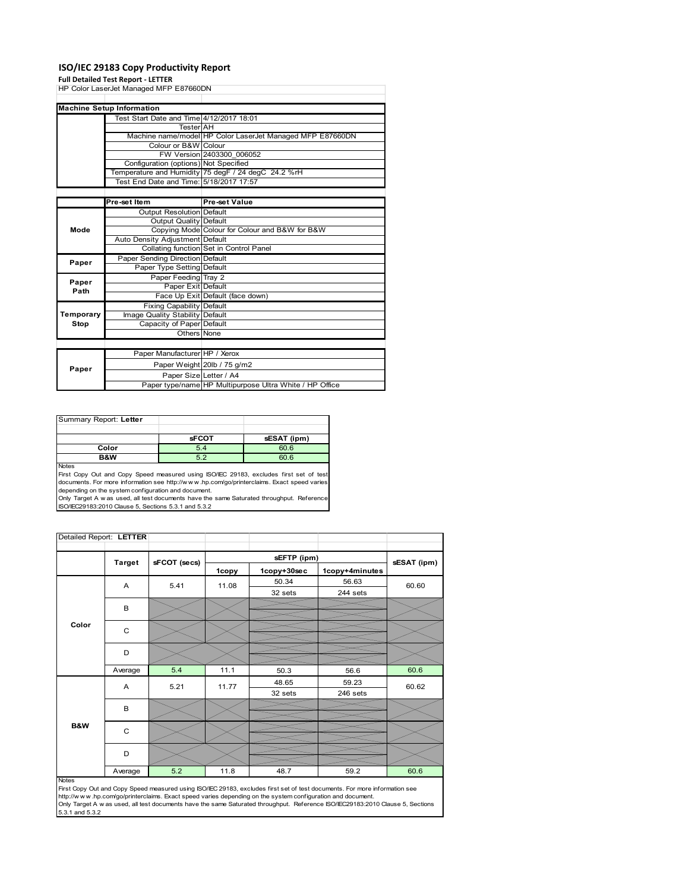# ISO/IEC 29183 Copy Productivity Report

**Full Detailed Test Report - LETTER**

HP Color LaserJet Managed MFP E87660DN

| Machine Setup Information | | |
|---|---|---|
| | Test Start Date and Time | 4/12/2017 18:01 |
| | Tester | AH |
| | Machine name/model | HP Color LaserJet Managed MFP E87660DN |
| | Colour or B&W | Colour |
| | FW Version | 2403300_006052 |
| | Configuration (options) | Not Specified |
| | Temperature and Humidity | 75 degF / 24 degC 24.2 %rH |
| | Test End Date and Time: | 5/18/2017 17:57 |
| | **Pre-set Item** | **Pre-set Value** |
| Mode | Output Resolution | Default |
| | Output Quality | Default |
| | Copying Mode | Colour for Colour and B&W for B&W |
| | Auto Density Adjustment | Default |
| | Collating function | Set in Control Panel |
| Paper | Paper Sending Direction | Default |
| | Paper Type Setting | Default |
| Paper Path | Paper Feeding | Tray 2 |
| | Paper Exit | Default |
| | Face Up Exit | Default (face down) |
| Temporary Stop | Fixing Capability | Default |
| | Image Quality Stability | Default |
| | Capacity of Paper | Default |
| | Others | None |
| Paper | Paper Manufacturer | HP / Xerox |
| | Paper Weight | 20lb / 75 g/m2 |
| | Paper Size | Letter / A4 |
| | Paper type/name | HP Multipurpose Ultra White / HP Office |

Summary Report: **Letter**

| | sFCOT | sESAT (ipm) |
|---|---|---|
| Color | 5.4 | 60.6 |
| B&W | 5.2 | 60.6 |

Notes
First Copy Out and Copy Speed measured using ISO/IEC 29183, excludes first set of test documents. For more information see http://www.hp.com/go/printerclaims. Exact speed varies depending on the system configuration and document.
Only Target A was used, all test documents have the same Saturated throughput. Reference ISO/IEC29183:2010 Clause 5, Sections 5.3.1 and 5.3.2

Detailed Report: **LETTER**

| | Target | sFCOT (secs) | sEFTP (ipm) 1copy | sEFTP (ipm) 1copy+30sec | sEFTP (ipm) 1copy+4minutes | sESAT (ipm) |
|---|---|---|---|---|---|---|
| Color | A | 5.41 | 11.08 | 50.34 / 32 sets | 56.63 / 244 sets | 60.60 |
| | B | | | | | |
| | C | | | | | |
| | D | | | | | |
| | Average | 5.4 | 11.1 | 50.3 | 56.6 | 60.6 |
| B&W | A | 5.21 | 11.77 | 48.65 / 32 sets | 59.23 / 246 sets | 60.62 |
| | B | | | | | |
| | C | | | | | |
| | D | | | | | |
| | Average | 5.2 | 11.8 | 48.7 | 59.2 | 60.6 |

Notes
First Copy Out and Copy Speed measured using ISO/IEC 29183, excludes first set of test documents. For more information see http://www.hp.com/go/printerclaims. Exact speed varies depending on the system configuration and document.
Only Target A was used, all test documents have the same Saturated throughput. Reference ISO/IEC29183:2010 Clause 5, Sections 5.3.1 and 5.3.2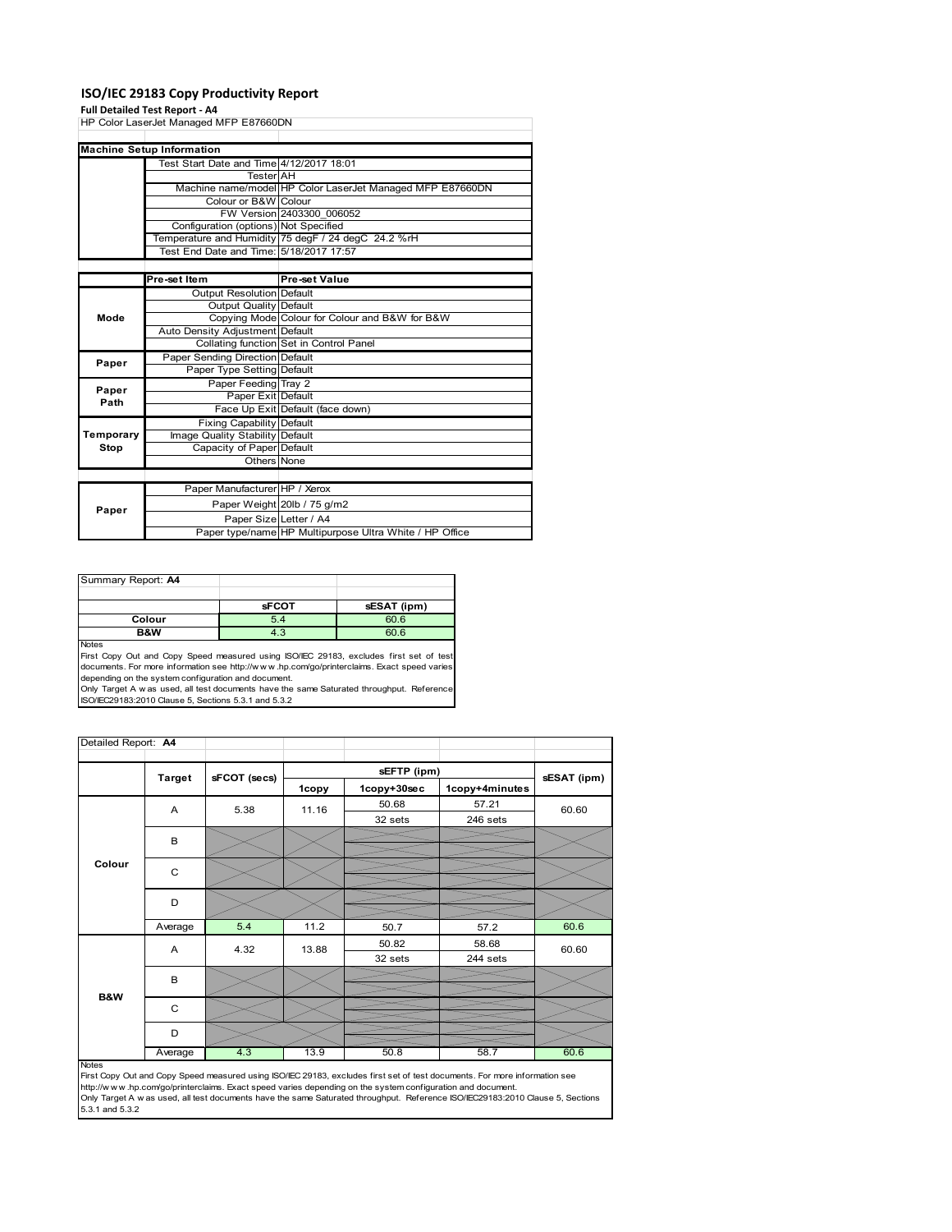# ISO/IEC 29183 Copy Productivity Report

**Full Detailed Test Report - A4**

HP Color LaserJet Managed MFP E87660DN

| Machine Setup Information | | |
|---|---|---|
| | Test Start Date and Time | 4/12/2017 18:01 |
| | Tester | AH |
| | Machine name/model | HP Color LaserJet Managed MFP E87660DN |
| | Colour or B&W | Colour |
| | FW Version | 2403300_006052 |
| | Configuration (options) | Not Specified |
| | Temperature and Humidity | 75 degF / 24 degC 24.2 %rH |
| | Test End Date and Time: | 5/18/2017 17:57 |

| | Pre-set Item | Pre-set Value |
|---|---|---|
| Mode | Output Resolution | Default |
| | Output Quality | Default |
| | Copying Mode | Colour for Colour and B&W for B&W |
| | Auto Density Adjustment | Default |
| | Collating function | Set in Control Panel |
| Paper | Paper Sending Direction | Default |
| | Paper Type Setting | Default |
| Paper Path | Paper Feeding | Tray 2 |
| | Paper Exit | Default |
| | Face Up Exit | Default (face down) |
| Temporary Stop | Fixing Capability | Default |
| | Image Quality Stability | Default |
| | Capacity of Paper | Default |
| | Others | None |
| Paper | Paper Manufacturer | HP / Xerox |
| | Paper Weight | 20lb / 75 g/m2 |
| | Paper Size | Letter / A4 |
| | Paper type/name | HP Multipurpose Ultra White / HP Office |

Summary Report: **A4**

| | sFCOT | sESAT (ipm) |
|---|---|---|
| **Colour** | 5.4 | 60.6 |
| **B&W** | 4.3 | 60.6 |

Notes

First Copy Out and Copy Speed measured using ISO/IEC 29183, excludes first set of test documents. For more information see http://www.hp.com/go/printerclaims. Exact speed varies depending on the system configuration and document.

Only Target A was used, all test documents have the same Saturated throughput. Reference ISO/IEC29183:2010 Clause 5, Sections 5.3.1 and 5.3.2

Detailed Report: **A4**

| | Target | sFCOT (secs) | sEFTP (ipm) | | | sESAT (ipm) |
|---|---|---|---|---|---|---|
| | | | 1copy | 1copy+30sec | 1copy+4minutes | |
| Colour | A | 5.38 | 11.16 | 50.68<br>32 sets | 57.21<br>246 sets | 60.60 |
| | B | | | | | |
| | C | | | | | |
| | D | | | | | |
| | Average | 5.4 | 11.2 | 50.7 | 57.2 | 60.6 |
| B&W | A | 4.32 | 13.88 | 50.82<br>32 sets | 58.68<br>244 sets | 60.60 |
| | B | | | | | |
| | C | | | | | |
| | D | | | | | |
| | Average | 4.3 | 13.9 | 50.8 | 58.7 | 60.6 |

Notes

First Copy Out and Copy Speed measured using ISO/IEC 29183, excludes first set of test documents. For more information see http://www.hp.com/go/printerclaims. Exact speed varies depending on the system configuration and document.

Only Target A was used, all test documents have the same Saturated throughput. Reference ISO/IEC29183:2010 Clause 5, Sections 5.3.1 and 5.3.2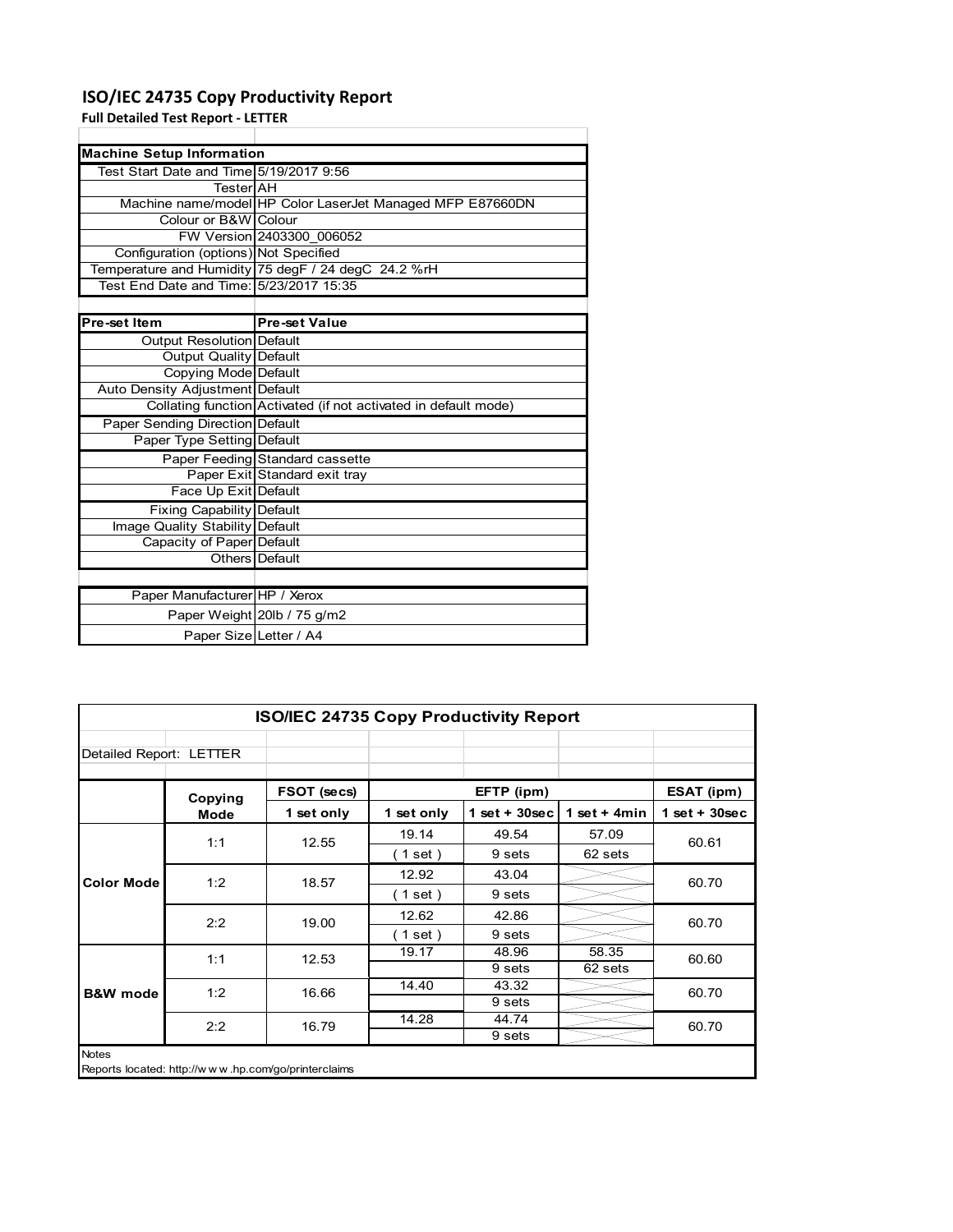# ISO/IEC 24735 Copy Productivity Report

**Full Detailed Test Report - LETTER**

| Machine Setup Information | |
|---|---|
| Test Start Date and Time | 5/19/2017 9:56 |
| Tester | AH |
| Machine name/model | HP Color LaserJet Managed MFP E87660DN |
| Colour or B&W | Colour |
| FW Version | 2403300_006052 |
| Configuration (options) | Not Specified |
| Temperature and Humidity | 75 degF / 24 degC 24.2 %rH |
| Test End Date and Time: | 5/23/2017 15:35 |

| Pre-set Item | Pre-set Value |
|---|---|
| Output Resolution | Default |
| Output Quality | Default |
| Copying Mode | Default |
| Auto Density Adjustment | Default |
| Collating function | Activated (if not activated in default mode) |
| Paper Sending Direction | Default |
| Paper Type Setting | Default |
| Paper Feeding | Standard cassette |
| Paper Exit | Standard exit tray |
| Face Up Exit | Default |
| Fixing Capability | Default |
| Image Quality Stability | Default |
| Capacity of Paper | Default |
| Others | Default |

| | |
|---|---|
| Paper Manufacturer | HP / Xerox |
| Paper Weight | 20lb / 75 g/m2 |
| Paper Size | Letter / A4 |

## ISO/IEC 24735 Copy Productivity Report

Detailed Report: LETTER

| | Copying Mode | FSOT (secs) | EFTP (ipm) | | | ESAT (ipm) |
|---|---|---|---|---|---|---|
| | | 1 set only | 1 set only | 1 set + 30sec | 1 set + 4min | 1 set + 30sec |
| Color Mode | 1:1 | 12.55 | 19.14 | 49.54 | 57.09 | 60.61 |
| | | | ( 1 set ) | 9 sets | 62 sets | |
| | 1:2 | 18.57 | 12.92 | 43.04 | | 60.70 |
| | | | ( 1 set ) | 9 sets | | |
| | 2:2 | 19.00 | 12.62 | 42.86 | | 60.70 |
| | | | ( 1 set ) | 9 sets | | |
| B&W mode | 1:1 | 12.53 | 19.17 | 48.96 | 58.35 | 60.60 |
| | | | | 9 sets | 62 sets | |
| | 1:2 | 16.66 | 14.40 | 43.32 | | 60.70 |
| | | | | 9 sets | | |
| | 2:2 | 16.79 | 14.28 | 44.74 | | 60.70 |
| | | | | 9 sets | | |

Notes

Reports located: http://w w w .hp.com/go/printerclaims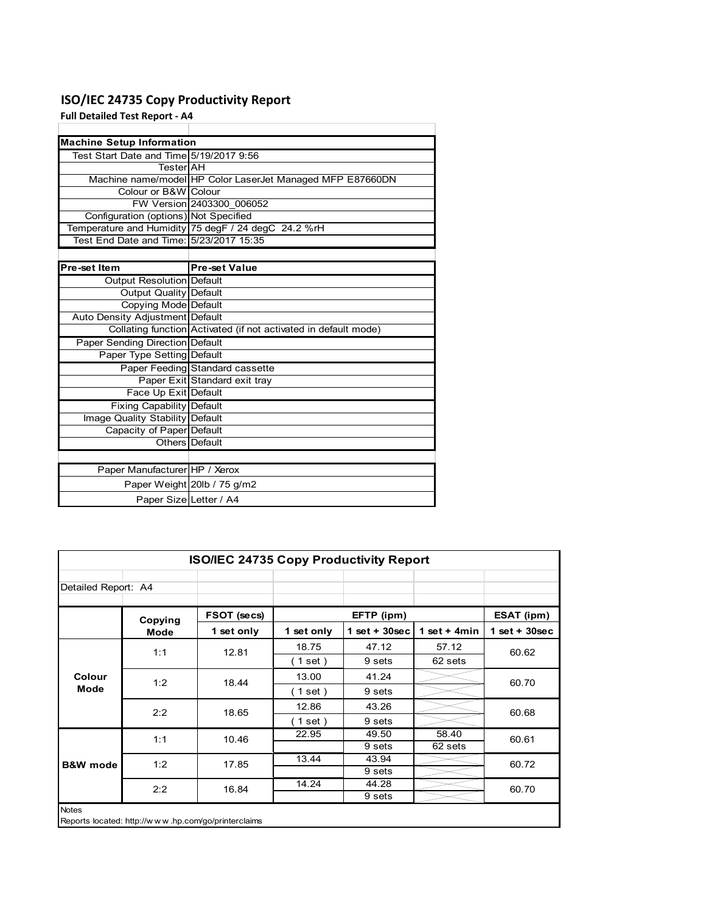# ISO/IEC 24735 Copy Productivity Report

**Full Detailed Test Report - A4**

| Machine Setup Information | |
|---|---|
| Test Start Date and Time | 5/19/2017 9:56 |
| Tester | AH |
| Machine name/model | HP Color LaserJet Managed MFP E87660DN |
| Colour or B&W | Colour |
| FW Version | 2403300_006052 |
| Configuration (options) | Not Specified |
| Temperature and Humidity | 75 degF / 24 degC 24.2 %rH |
| Test End Date and Time: | 5/23/2017 15:35 |

| Pre-set Item | Pre-set Value |
|---|---|
| Output Resolution | Default |
| Output Quality | Default |
| Copying Mode | Default |
| Auto Density Adjustment | Default |
| Collating function | Activated (if not activated in default mode) |
| Paper Sending Direction | Default |
| Paper Type Setting | Default |
| Paper Feeding | Standard cassette |
| Paper Exit | Standard exit tray |
| Face Up Exit | Default |
| Fixing Capability | Default |
| Image Quality Stability | Default |
| Capacity of Paper | Default |
| Others | Default |

| | |
|---|---|
| Paper Manufacturer | HP / Xerox |
| Paper Weight | 20lb / 75 g/m2 |
| Paper Size | Letter / A4 |

**ISO/IEC 24735 Copy Productivity Report**

Detailed Report: A4

| | Copying Mode | FSOT (secs) | EFTP (ipm) | | | ESAT (ipm) |
|---|---|---|---|---|---|---|
| | | 1 set only | 1 set only | 1 set + 30sec | 1 set + 4min | 1 set + 30sec |
| Colour Mode | 1:1 | 12.81 | 18.75 | 47.12 | 57.12 | 60.62 |
| | | | ( 1 set ) | 9 sets | 62 sets | |
| | 1:2 | 18.44 | 13.00 | 41.24 | | 60.70 |
| | | | ( 1 set ) | 9 sets | | |
| | 2:2 | 18.65 | 12.86 | 43.26 | | 60.68 |
| | | | ( 1 set ) | 9 sets | | |
| B&W mode | 1:1 | 10.46 | 22.95 | 49.50 | 58.40 | 60.61 |
| | | | | 9 sets | 62 sets | |
| | 1:2 | 17.85 | 13.44 | 43.94 | | 60.72 |
| | | | | 9 sets | | |
| | 2:2 | 16.84 | 14.24 | 44.28 | | 60.70 |
| | | | | 9 sets | | |

Notes

Reports located: http://w w w .hp.com/go/printerclaims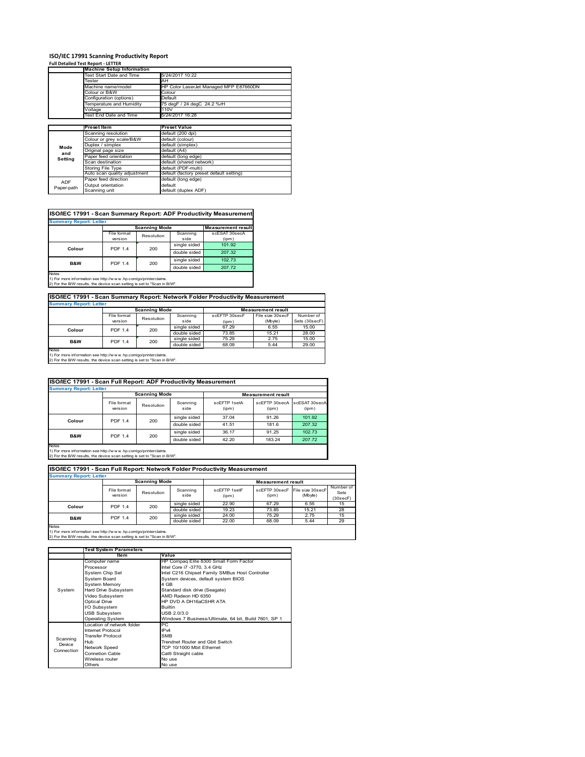# ISO/IEC 17991 Scanning Productivity Report

**Full Detailed Test Report - LETTER**

| | Machine Setup Information | |
|---|---|---|
| | Test Start Date and Time | 5/24/2017 10:22 |
| | Tester | AH |
| | Machine name/model | HP Color LaserJet Managed MFP E87660DN |
| | Colour or B&W | Colour |
| | Configuration (options) | Default |
| | Temperature and Humidity | 75 degF / 24 degC 24.2 %rH |
| | Voltage | 110V |
| | Test End Date and Time | 5/24/2017 16:28 |

| | Preset Item | Preset Value |
|---|---|---|
| Mode and Setting | Scanning resolution | default (200 dpi) |
| | Colour or grey scale/B&W | default (colour) |
| | Duplex / simplex | default (simplex) |
| | Original page size | default (A4) |
| | Paper feed orientation | default (long edge) |
| | Scan destination | default (shared network) |
| | Storing File Type | default (PDF-multi) |
| | Auto scan quality adjustment | default (factory preset default setting) |
| ADF Paper-path | Paper feed direction | default (long edge) |
| | Output orientation | default |
| | Scanning unit | default (duplex ADF) |

## ISO/IEC 17991 - Scan Summary Report: ADF Productivity Measurement

**Summary Report: Letter**

| | Scanning Mode | | | Measurement result |
|---|---|---|---|---|
| | File format version | Resolution | Scanning side | scESAT 30secA (ipm) |
| Colour | PDF 1.4 | 200 | single sided | 101.92 |
| | | | double sided | 207.32 |
| B&W | PDF 1.4 | 200 | single sided | 102.73 |
| | | | double sided | 207.72 |

Notes
1) For more information see http://www.hp.com/go/printerclaims.
2) For the B/W results, the device scan setting is set to "Scan in B/W".

## ISO/IEC 17991 - Scan Summary Report: Network Folder Productivity Measurement

**Summary Report: Letter**

| | Scanning Mode | | | Measurement result | | |
|---|---|---|---|---|---|---|
| | File format version | Resolution | Scanning side | scEFTP 30secF (ipm) | File size 30secF (Mbyte) | Number of Sets (30secF) |
| Colour | PDF 1.4 | 200 | single sided | 67.29 | 6.55 | 15.00 |
| | | | double sided | 73.85 | 15.21 | 28.00 |
| B&W | PDF 1.4 | 200 | single sided | 75.29 | 2.75 | 15.00 |
| | | | double sided | 68.09 | 5.44 | 29.00 |

Notes
1) For more information see http://www.hp.com/go/printerclaims.
2) For the B/W results, the device scan setting is set to "Scan in B/W".

## ISO/IEC 17991 - Scan Full Report: ADF Productivity Measurement

**Summary Report: Letter**

| | Scanning Mode | | | Measurement result | | |
|---|---|---|---|---|---|---|
| | File format version | Resolution | Scanning side | scEFTP 1setA (ipm) | scEFTP 30secA (ipm) | scESAT 30secA (ipm) |
| Colour | PDF 1.4 | 200 | single sided | 37.04 | 91.26 | 101.92 |
| | | | double sided | 41.51 | 181.6 | 207.32 |
| B&W | PDF 1.4 | 200 | single sided | 36.17 | 91.25 | 102.73 |
| | | | double sided | 42.20 | 183.24 | 207.72 |

Notes
1) For more information see http://www.hp.com/go/printerclaims.
2) For the B/W results, the device scan setting is set to "Scan in B/W".

## ISO/IEC 17991 - Scan Full Report: Network Folder Productivity Measurement

**Summary Report: Letter**

| | Scanning Mode | | | Measurement result | | | |
|---|---|---|---|---|---|---|---|
| | File format version | Resolution | Scanning side | scEFTP 1setF (ipm) | scEFTP 30secF (ipm) | File size 30secF (Mbyte) | Number of Sets (30secF) |
| Colour | PDF 1.4 | 200 | single sided | 22.90 | 67.29 | 6.55 | 15 |
| | | | double sided | 19.23 | 73.85 | 15.21 | 28 |
| B&W | PDF 1.4 | 200 | single sided | 24.00 | 75.29 | 2.75 | 15 |
| | | | double sided | 22.00 | 68.09 | 5.44 | 29 |

Notes
1) For more information see http://www.hp.com/go/printerclaims.
2) For the B/W results, the device scan setting is set to "Scan in B/W".

| | Test System Parameters | |
|---|---|---|
| | Item | Value |
| System | Computer name | HP Compaq Elite 8300 Small Form Factor |
| | Processor | Intel Core i7 -3770, 3.4 GHz |
| | System Chip Set | Intel C216 Chipset Family SMBus Host Controller |
| | System Board | System devices, default system BIOS |
| | System Memory | 4 GB |
| | Hard Drive Subsystem | Standard disk drive (Seagate) |
| | Video Subsystem | AMD Radeon HD 6350 |
| | Optical Drive | HP DVD A DH16aCSHR ATA |
| | I/O Subsystem | Builtin |
| | USB Subsystem | USB 2.0/3.0 |
| | Operating System | Windows 7 Business/Ultimate, 64 bit, Build 7601, SP 1 |
| Scanning Device Connection | Location of network folder | PC |
| | Internet Protocol | IPv4 |
| | Transfer Protocol | SMB |
| | Hub | Trendnet Router and Gbit Switch |
| | Network Speed | TCP 10/1000 Mbit Ethernet |
| | Connetion Cable | Cat6 Straight cable |
| | Wireless router | No use |
| | Others | No use |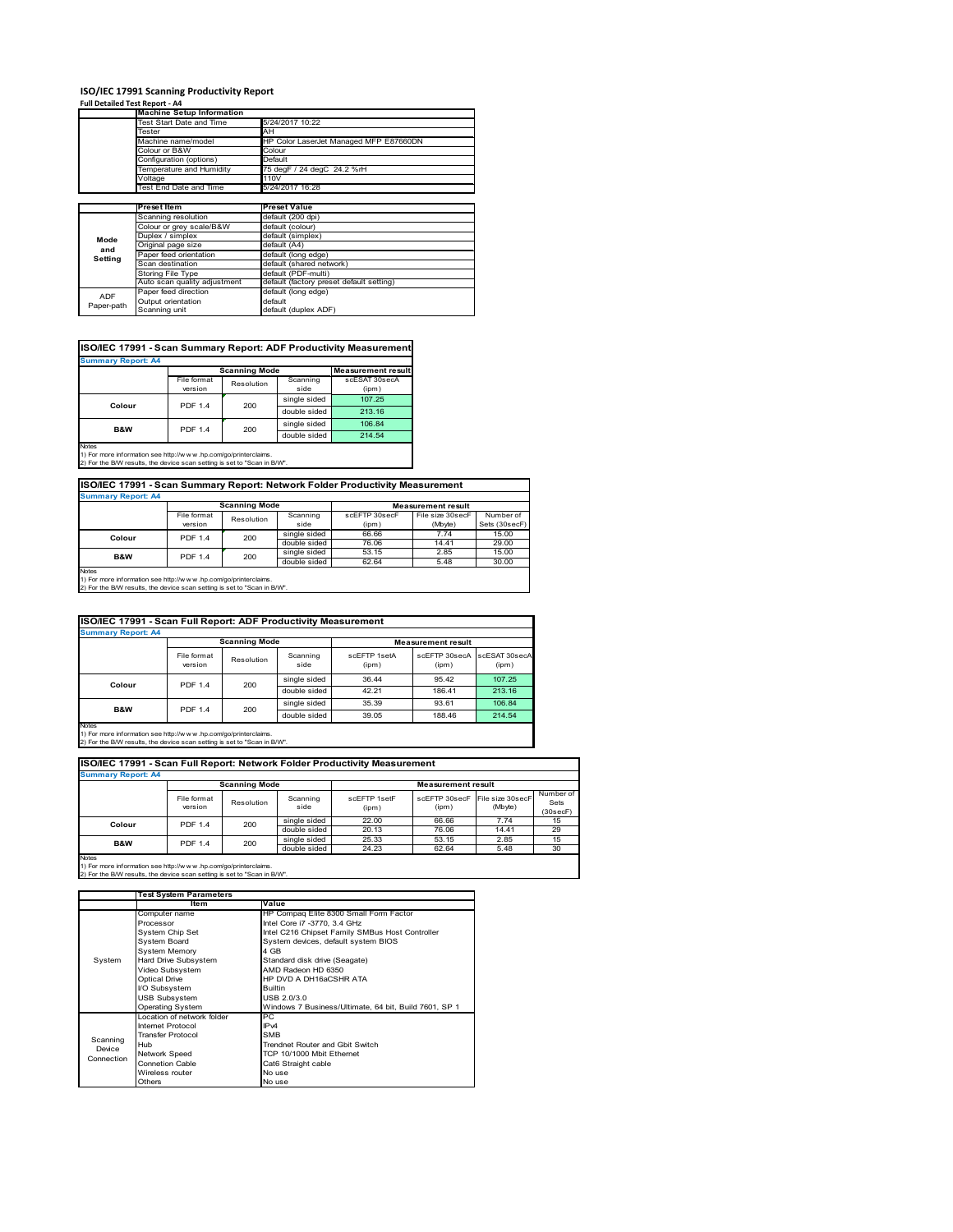# ISO/IEC 17991 Scanning Productivity Report

**Full Detailed Test Report - A4**

| | Machine Setup Information | |
|---|---|---|
| | Test Start Date and Time | 5/24/2017 10:22 |
| | Tester | AH |
| | Machine name/model | HP Color LaserJet Managed MFP E87660DN |
| | Colour or B&W | Colour |
| | Configuration (options) | Default |
| | Temperature and Humidity | 75 degF / 24 degC 24.2 %rH |
| | Voltage | 110V |
| | Test End Date and Time | 5/24/2017 16:28 |

| | Preset Item | Preset Value |
|---|---|---|
| Mode and Setting | Scanning resolution | default (200 dpi) |
| | Colour or grey scale/B&W | default (colour) |
| | Duplex / simplex | default (simplex) |
| | Original page size | default (A4) |
| | Paper feed orientation | default (long edge) |
| | Scan destination | default (shared network) |
| | Storing File Type | default (PDF-multi) |
| | Auto scan quality adjustment | default (factory preset default setting) |
| ADF Paper-path | Paper feed direction | default (long edge) |
| | Output orientation | default |
| | Scanning unit | default (duplex ADF) |

## ISO/IEC 17991 - Scan Summary Report: ADF Productivity Measurement

**Summary Report: A4**

| | Scanning Mode | | | Measurement result |
|---|---|---|---|---|
| | File format version | Resolution | Scanning side | scESAT 30secA (ipm) |
| Colour | PDF 1.4 | 200 | single sided | 107.25 |
| | | | double sided | 213.16 |
| B&W | PDF 1.4 | 200 | single sided | 106.84 |
| | | | double sided | 214.54 |

Notes
1) For more information see http://www.hp.com/go/printerclaims.
2) For the B/W results, the device scan setting is set to "Scan in B/W".

## ISO/IEC 17991 - Scan Summary Report: Network Folder Productivity Measurement

**Summary Report: A4**

| | Scanning Mode | | | Measurement result | | |
|---|---|---|---|---|---|---|
| | File format version | Resolution | Scanning side | scEFTP 30secF (ipm) | File size 30secF (Mbyte) | Number of Sets (30secF) |
| Colour | PDF 1.4 | 200 | single sided | 66.66 | 7.74 | 15.00 |
| | | | double sided | 76.06 | 14.41 | 29.00 |
| B&W | PDF 1.4 | 200 | single sided | 53.15 | 2.85 | 15.00 |
| | | | double sided | 62.64 | 5.48 | 30.00 |

Notes
1) For more information see http://www.hp.com/go/printerclaims.
2) For the B/W results, the device scan setting is set to "Scan in B/W".

## ISO/IEC 17991 - Scan Full Report: ADF Productivity Measurement

**Summary Report: A4**

| | Scanning Mode | | | Measurement result | | |
|---|---|---|---|---|---|---|
| | File format version | Resolution | Scanning side | scEFTP 1setA (ipm) | scEFTP 30secA (ipm) | scESAT 30secA (ipm) |
| Colour | PDF 1.4 | 200 | single sided | 36.44 | 95.42 | 107.25 |
| | | | double sided | 42.21 | 186.41 | 213.16 |
| B&W | PDF 1.4 | 200 | single sided | 35.39 | 93.61 | 106.84 |
| | | | double sided | 39.05 | 188.46 | 214.54 |

Notes
1) For more information see http://www.hp.com/go/printerclaims.
2) For the B/W results, the device scan setting is set to "Scan in B/W".

## ISO/IEC 17991 - Scan Full Report: Network Folder Productivity Measurement

**Summary Report: A4**

| | Scanning Mode | | | Measurement result | | | |
|---|---|---|---|---|---|---|---|
| | File format version | Resolution | Scanning side | scEFTP 1setF (ipm) | scEFTP 30secF (ipm) | File size 30secF (Mbyte) | Number of Sets (30secF) |
| Colour | PDF 1.4 | 200 | single sided | 22.00 | 66.66 | 7.74 | 15 |
| | | | double sided | 20.13 | 76.06 | 14.41 | 29 |
| B&W | PDF 1.4 | 200 | single sided | 25.33 | 53.15 | 2.85 | 15 |
| | | | double sided | 24.23 | 62.64 | 5.48 | 30 |

Notes
1) For more information see http://www.hp.com/go/printerclaims.
2) For the B/W results, the device scan setting is set to "Scan in B/W".

| | Test System Parameters | |
|---|---|---|
| | Item | Value |
| System | Computer name | HP Compaq Elite 8300 Small Form Factor |
| | Processor | Intel Core i7 -3770, 3.4 GHz |
| | System Chip Set | Intel C216 Chipset Family SMBus Host Controller |
| | System Board | System devices, default system BIOS |
| | System Memory | 4 GB |
| | Hard Drive Subsystem | Standard disk drive (Seagate) |
| | Video Subsystem | AMD Radeon HD 6350 |
| | Optical Drive | HP DVD A DH16aCSHR ATA |
| | I/O Subsystem | Builtin |
| | USB Subsystem | USB 2.0/3.0 |
| | Operating System | Windows 7 Business/Ultimate, 64 bit, Build 7601, SP 1 |
| Scanning Device Connection | Location of network folder | PC |
| | Internet Protocol | IPv4 |
| | Transfer Protocol | SMB |
| | Hub | Trendnet Router and Gbit Switch |
| | Network Speed | TCP 10/1000 Mbit Ethernet |
| | Connetion Cable | Cat6 Straight cable |
| | Wireless router | No use |
| | Others | No use |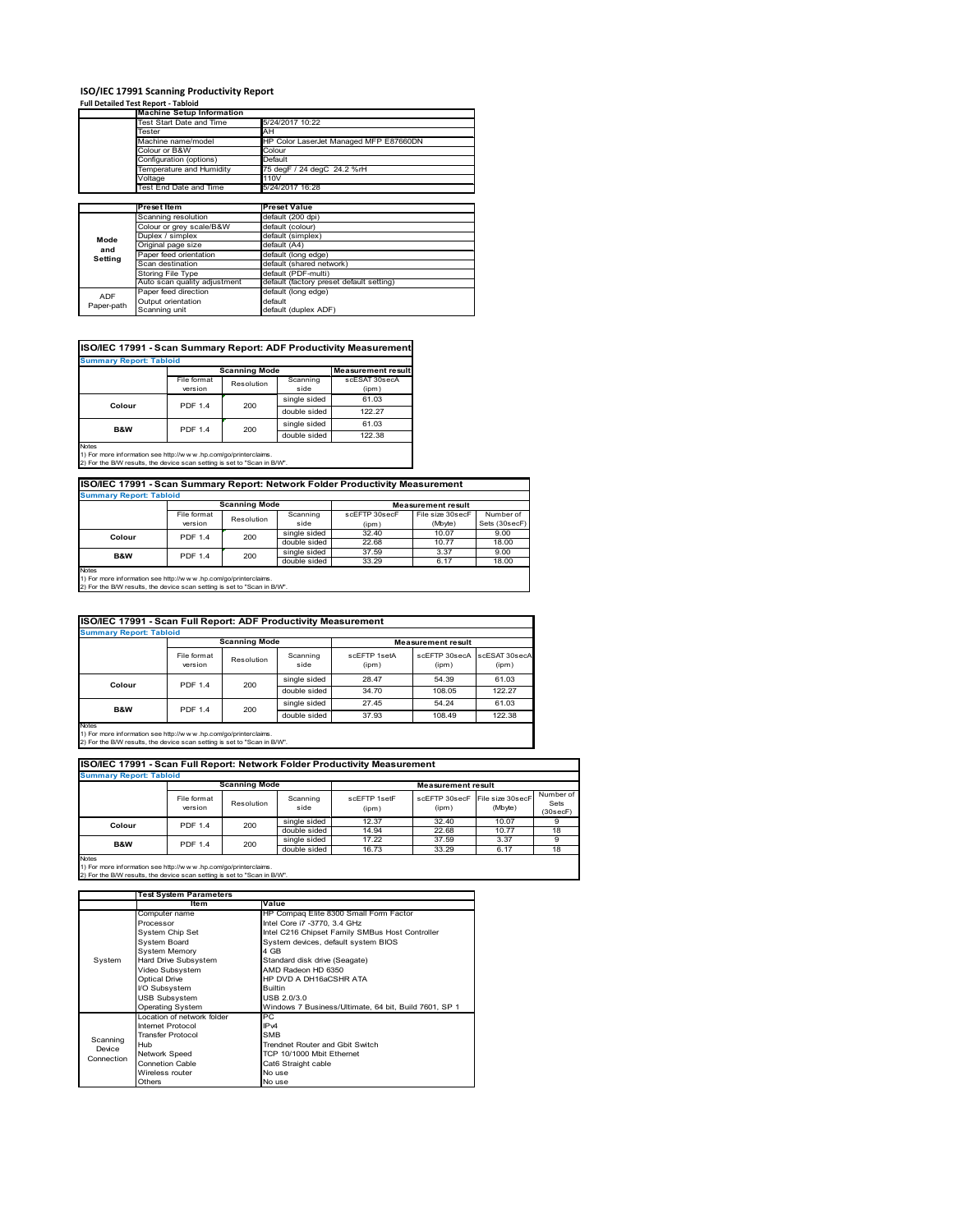# ISO/IEC 17991 Scanning Productivity Report

**Full Detailed Test Report - Tabloid**

| | Machine Setup Information | |
|---|---|---|
| | Test Start Date and Time | 5/24/2017 10:22 |
| | Tester | AH |
| | Machine name/model | HP Color LaserJet Managed MFP E87660DN |
| | Colour or B&W | Colour |
| | Configuration (options) | Default |
| | Temperature and Humidity | 75 degF / 24 degC 24.2 %rH |
| | Voltage | 110V |
| | Test End Date and Time | 5/24/2017 16:28 |

| | Preset Item | Preset Value |
|---|---|---|
| Mode and Setting | Scanning resolution | default (200 dpi) |
| | Colour or grey scale/B&W | default (colour) |
| | Duplex / simplex | default (simplex) |
| | Original page size | default (A4) |
| | Paper feed orientation | default (long edge) |
| | Scan destination | default (shared network) |
| | Storing File Type | default (PDF-multi) |
| | Auto scan quality adjustment | default (factory preset default setting) |
| ADF Paper-path | Paper feed direction | default (long edge) |
| | Output orientation | default |
| | Scanning unit | default (duplex ADF) |

## ISO/IEC 17991 - Scan Summary Report: ADF Productivity Measurement

**Summary Report: Tabloid**

| | Scanning Mode | | | Measurement result |
|---|---|---|---|---|
| | File format version | Resolution | Scanning side | scESAT 30secA (ipm) |
| Colour | PDF 1.4 | 200 | single sided | 61.03 |
| | | | double sided | 122.27 |
| B&W | PDF 1.4 | 200 | single sided | 61.03 |
| | | | double sided | 122.38 |

Notes
1) For more information see http://www.hp.com/go/printerclaims.
2) For the B/W results, the device scan setting is set to "Scan in B/W".

## ISO/IEC 17991 - Scan Summary Report: Network Folder Productivity Measurement

**Summary Report: Tabloid**

| | Scanning Mode | | | Measurement result | | |
|---|---|---|---|---|---|---|
| | File format version | Resolution | Scanning side | scEFTP 30secF (ipm) | File size 30secF (Mbyte) | Number of Sets (30secF) |
| Colour | PDF 1.4 | 200 | single sided | 32.40 | 10.07 | 9.00 |
| | | | double sided | 22.68 | 10.77 | 18.00 |
| B&W | PDF 1.4 | 200 | single sided | 37.59 | 3.37 | 9.00 |
| | | | double sided | 33.29 | 6.17 | 18.00 |

Notes
1) For more information see http://www.hp.com/go/printerclaims.
2) For the B/W results, the device scan setting is set to "Scan in B/W".

## ISO/IEC 17991 - Scan Full Report: ADF Productivity Measurement

**Summary Report: Tabloid**

| | Scanning Mode | | | Measurement result | | |
|---|---|---|---|---|---|---|
| | File format version | Resolution | Scanning side | scEFTP 1setA (ipm) | scEFTP 30secA (ipm) | scESAT 30secA (ipm) |
| Colour | PDF 1.4 | 200 | single sided | 28.47 | 54.39 | 61.03 |
| | | | double sided | 34.70 | 108.05 | 122.27 |
| B&W | PDF 1.4 | 200 | single sided | 27.45 | 54.24 | 61.03 |
| | | | double sided | 37.93 | 108.49 | 122.38 |

Notes
1) For more information see http://www.hp.com/go/printerclaims.
2) For the B/W results, the device scan setting is set to "Scan in B/W".

## ISO/IEC 17991 - Scan Full Report: Network Folder Productivity Measurement

**Summary Report: Tabloid**

| | Scanning Mode | | | Measurement result | | | |
|---|---|---|---|---|---|---|---|
| | File format version | Resolution | Scanning side | scEFTP 1setF (ipm) | scEFTP 30secF (ipm) | File size 30secF (Mbyte) | Number of Sets (30secF) |
| Colour | PDF 1.4 | 200 | single sided | 12.37 | 32.40 | 10.07 | 9 |
| | | | double sided | 14.94 | 22.68 | 10.77 | 18 |
| B&W | PDF 1.4 | 200 | single sided | 17.22 | 37.59 | 3.37 | 9 |
| | | | double sided | 16.73 | 33.29 | 6.17 | 18 |

Notes
1) For more information see http://www.hp.com/go/printerclaims.
2) For the B/W results, the device scan setting is set to "Scan in B/W".

| | Test System Parameters | |
|---|---|---|
| | Item | Value |
| System | Computer name | HP Compaq Elite 8300 Small Form Factor |
| | Processor | Intel Core i7 -3770, 3.4 GHz |
| | System Chip Set | Intel C216 Chipset Family SMBus Host Controller |
| | System Board | System devices, default system BIOS |
| | System Memory | 4 GB |
| | Hard Drive Subsystem | Standard disk drive (Seagate) |
| | Video Subsystem | AMD Radeon HD 6350 |
| | Optical Drive | HP DVD A DH16aCSHR ATA |
| | I/O Subsystem | Builtin |
| | USB Subsystem | USB 2.0/3.0 |
| | Operating System | Windows 7 Business/Ultimate, 64 bit, Build 7601, SP 1 |
| Scanning Device Connection | Location of network folder | PC |
| | Internet Protocol | IPv4 |
| | Transfer Protocol | SMB |
| | Hub | Trendnet Router and Gbit Switch |
| | Network Speed | TCP 10/1000 Mbit Ethernet |
| | Connetion Cable | Cat6 Straight cable |
| | Wireless router | No use |
| | Others | No use |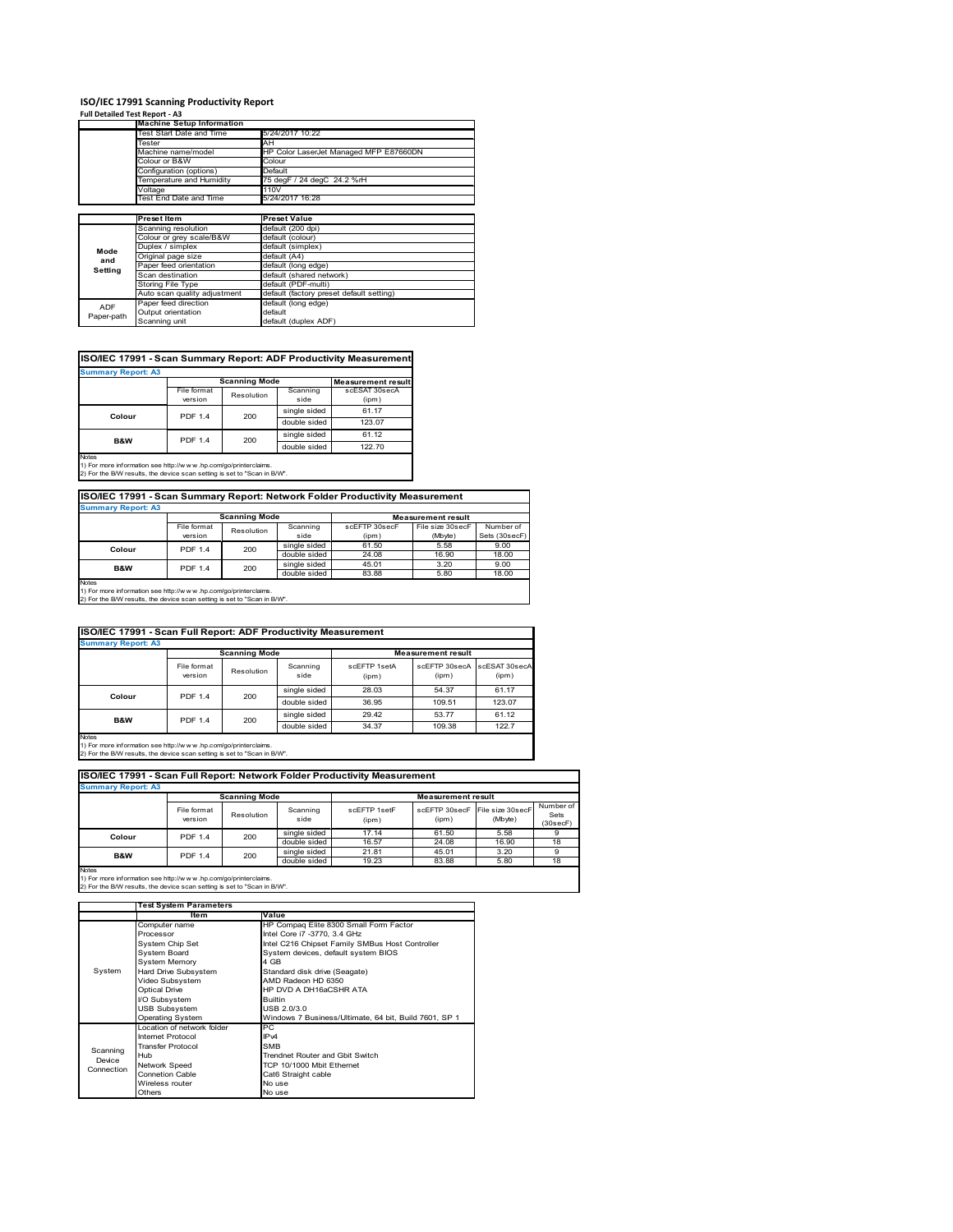# ISO/IEC 17991 Scanning Productivity Report

**Full Detailed Test Report - A3**

| | Machine Setup Information | |
|---|---|---|
| | Test Start Date and Time | 5/24/2017 10:22 |
| | Tester | AH |
| | Machine name/model | HP Color LaserJet Managed MFP E87660DN |
| | Colour or B&W | Colour |
| | Configuration (options) | Default |
| | Temperature and Humidity | 75 degF / 24 degC 24.2 %rH |
| | Voltage | 110V |
| | Test End Date and Time | 5/24/2017 16:28 |

| | Preset Item | Preset Value |
|---|---|---|
| Mode and Setting | Scanning resolution | default (200 dpi) |
| | Colour or grey scale/B&W | default (colour) |
| | Duplex / simplex | default (simplex) |
| | Original page size | default (A4) |
| | Paper feed orientation | default (long edge) |
| | Scan destination | default (shared network) |
| | Storing File Type | default (PDF-multi) |
| | Auto scan quality adjustment | default (factory preset default setting) |
| ADF Paper-path | Paper feed direction | default (long edge) |
| | Output orientation | default |
| | Scanning unit | default (duplex ADF) |

## ISO/IEC 17991 - Scan Summary Report: ADF Productivity Measurement

**Summary Report: A3**

| | Scanning Mode | | | Measurement result |
|---|---|---|---|---|
| | File format version | Resolution | Scanning side | scESAT 30secA (ipm) |
| Colour | PDF 1.4 | 200 | single sided | 61.17 |
| | | | double sided | 123.07 |
| B&W | PDF 1.4 | 200 | single sided | 61.12 |
| | | | double sided | 122.70 |

Notes
1) For more information see http://w w w .hp.com/go/printerclaims.
2) For the B/W results, the device scan setting is set to "Scan in B/W".

## ISO/IEC 17991 - Scan Summary Report: Network Folder Productivity Measurement

**Summary Report: A3**

| | Scanning Mode | | | Measurement result | | |
|---|---|---|---|---|---|---|
| | File format version | Resolution | Scanning side | scEFTP 30secF (ipm) | File size 30secF (Mbyte) | Number of Sets (30secF) |
| Colour | PDF 1.4 | 200 | single sided | 61.50 | 5.58 | 9.00 |
| | | | double sided | 24.08 | 16.90 | 18.00 |
| B&W | PDF 1.4 | 200 | single sided | 45.01 | 3.20 | 9.00 |
| | | | double sided | 83.88 | 5.80 | 18.00 |

Notes
1) For more information see http://w w w .hp.com/go/printerclaims.
2) For the B/W results, the device scan setting is set to "Scan in B/W".

## ISO/IEC 17991 - Scan Full Report: ADF Productivity Measurement

**Summary Report: A3**

| | Scanning Mode | | | Measurement result | | |
|---|---|---|---|---|---|---|
| | File format version | Resolution | Scanning side | scEFTP 1setA (ipm) | scEFTP 30secA (ipm) | scESAT 30secA (ipm) |
| Colour | PDF 1.4 | 200 | single sided | 28.03 | 54.37 | 61.17 |
| | | | double sided | 36.95 | 109.51 | 123.07 |
| B&W | PDF 1.4 | 200 | single sided | 29.42 | 53.77 | 61.12 |
| | | | double sided | 34.37 | 109.38 | 122.7 |

Notes
1) For more information see http://w w w .hp.com/go/printerclaims.
2) For the B/W results, the device scan setting is set to "Scan in B/W".

## ISO/IEC 17991 - Scan Full Report: Network Folder Productivity Measurement

**Summary Report: A3**

| | Scanning Mode | | | Measurement result | | | |
|---|---|---|---|---|---|---|---|
| | File format version | Resolution | Scanning side | scEFTP 1setF (ipm) | scEFTP 30secF (ipm) | File size 30secF (Mbyte) | Number of Sets (30secF) |
| Colour | PDF 1.4 | 200 | single sided | 17.14 | 61.50 | 5.58 | 9 |
| | | | double sided | 16.57 | 24.08 | 16.90 | 18 |
| B&W | PDF 1.4 | 200 | single sided | 21.81 | 45.01 | 3.20 | 9 |
| | | | double sided | 19.23 | 83.88 | 5.80 | 18 |

Notes
1) For more information see http://w w w .hp.com/go/printerclaims.
2) For the B/W results, the device scan setting is set to "Scan in B/W".

| | Test System Parameters | |
|---|---|---|
| | Item | Value |
| System | Computer name | HP Compaq Elite 8300 Small Form Factor |
| | Processor | Intel Core i7 -3770, 3.4 GHz |
| | System Chip Set | Intel C216 Chipset Family SMBus Host Controller |
| | System Board | System devices, default system BIOS |
| | System Memory | 4 GB |
| | Hard Drive Subsystem | Standard disk drive (Seagate) |
| | Video Subsystem | AMD Radeon HD 6350 |
| | Optical Drive | HP DVD A DH16aCSHR ATA |
| | I/O Subsystem | Builtin |
| | USB Subsystem | USB 2.0/3.0 |
| | Operating System | Windows 7 Business/Ultimate, 64 bit, Build 7601, SP 1 |
| Scanning Device Connection | Location of network folder | PC |
| | Internet Protocol | IPv4 |
| | Transfer Protocol | SMB |
| | Hub | Trendnet Router and Gbit Switch |
| | Network Speed | TCP 10/1000 Mbit Ethernet |
| | Connetion Cable | Cat6 Straight cable |
| | Wireless router | No use |
| | Others | No use |